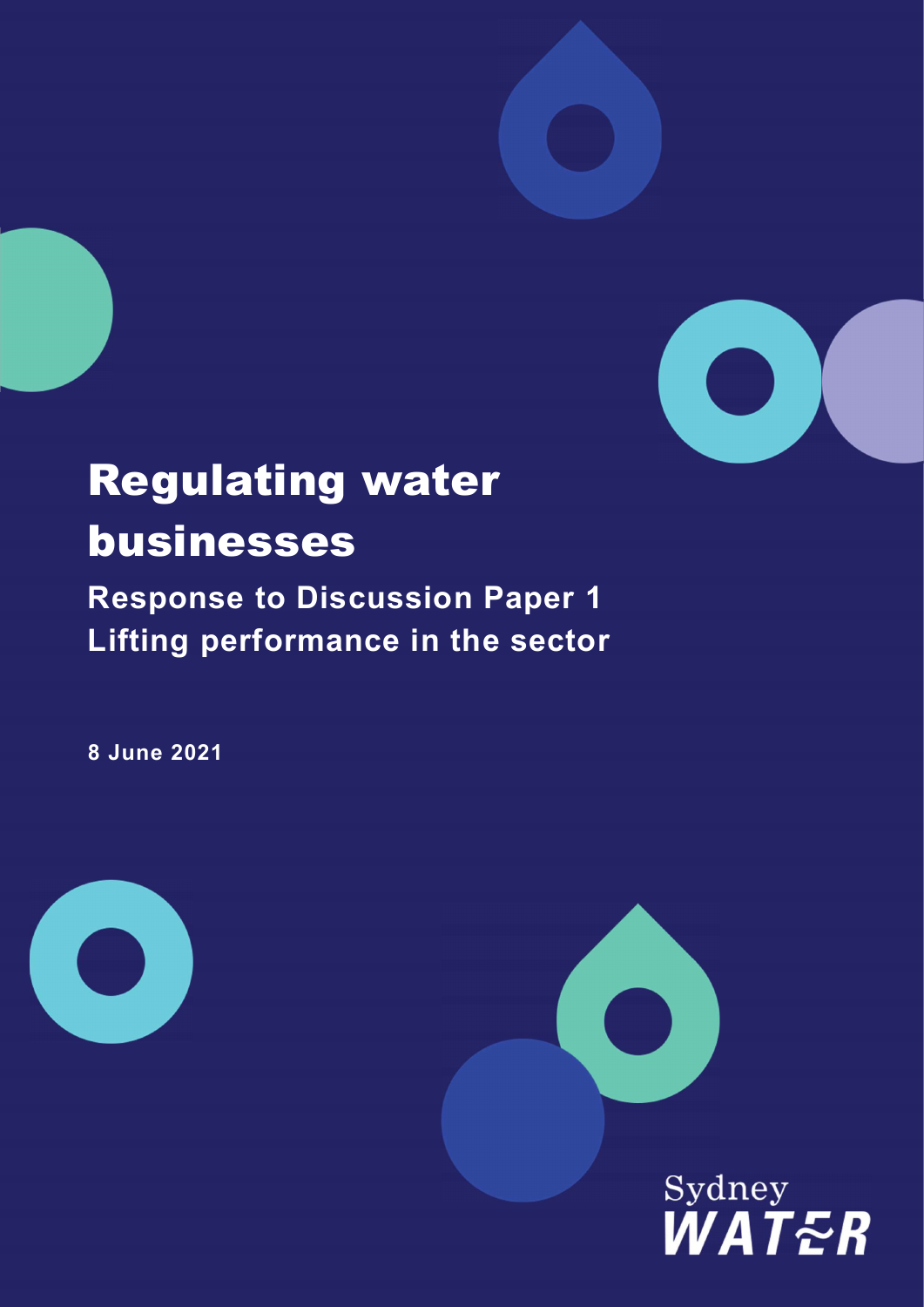# Regulating water businesses

## Response to Discussion Paper 1
## Lifting performance in the sector

**8 June 2021**

Sydney WATER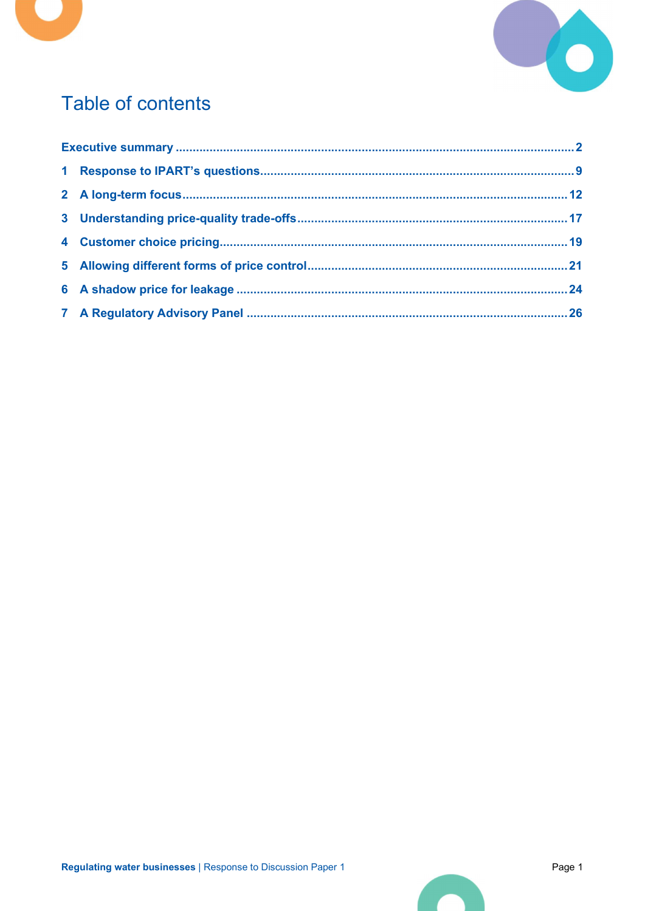# Table of contents

| | |
|---|---|
| **Executive summary** | **2** |
| **1 Response to IPART's questions** | **9** |
| **2 A long-term focus** | **12** |
| **3 Understanding price-quality trade-offs** | **17** |
| **4 Customer choice pricing** | **19** |
| **5 Allowing different forms of price control** | **21** |
| **6 A shadow price for leakage** | **24** |
| **7 A Regulatory Advisory Panel** | **26** |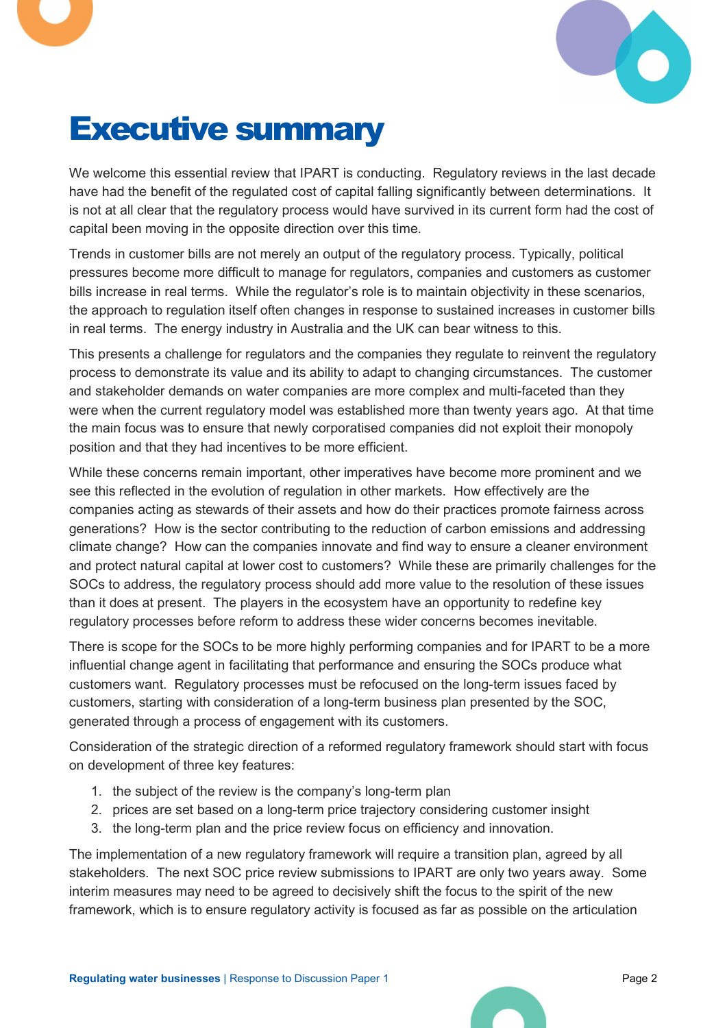# Executive summary

We welcome this essential review that IPART is conducting. Regulatory reviews in the last decade have had the benefit of the regulated cost of capital falling significantly between determinations. It is not at all clear that the regulatory process would have survived in its current form had the cost of capital been moving in the opposite direction over this time.

Trends in customer bills are not merely an output of the regulatory process. Typically, political pressures become more difficult to manage for regulators, companies and customers as customer bills increase in real terms. While the regulator's role is to maintain objectivity in these scenarios, the approach to regulation itself often changes in response to sustained increases in customer bills in real terms. The energy industry in Australia and the UK can bear witness to this.

This presents a challenge for regulators and the companies they regulate to reinvent the regulatory process to demonstrate its value and its ability to adapt to changing circumstances. The customer and stakeholder demands on water companies are more complex and multi-faceted than they were when the current regulatory model was established more than twenty years ago. At that time the main focus was to ensure that newly corporatised companies did not exploit their monopoly position and that they had incentives to be more efficient.

While these concerns remain important, other imperatives have become more prominent and we see this reflected in the evolution of regulation in other markets. How effectively are the companies acting as stewards of their assets and how do their practices promote fairness across generations? How is the sector contributing to the reduction of carbon emissions and addressing climate change? How can the companies innovate and find way to ensure a cleaner environment and protect natural capital at lower cost to customers? While these are primarily challenges for the SOCs to address, the regulatory process should add more value to the resolution of these issues than it does at present. The players in the ecosystem have an opportunity to redefine key regulatory processes before reform to address these wider concerns becomes inevitable.

There is scope for the SOCs to be more highly performing companies and for IPART to be a more influential change agent in facilitating that performance and ensuring the SOCs produce what customers want. Regulatory processes must be refocused on the long-term issues faced by customers, starting with consideration of a long-term business plan presented by the SOC, generated through a process of engagement with its customers.

Consideration of the strategic direction of a reformed regulatory framework should start with focus on development of three key features:

1. the subject of the review is the company's long-term plan
2. prices are set based on a long-term price trajectory considering customer insight
3. the long-term plan and the price review focus on efficiency and innovation.

The implementation of a new regulatory framework will require a transition plan, agreed by all stakeholders. The next SOC price review submissions to IPART are only two years away. Some interim measures may need to be agreed to decisively shift the focus to the spirit of the new framework, which is to ensure regulatory activity is focused as far as possible on the articulation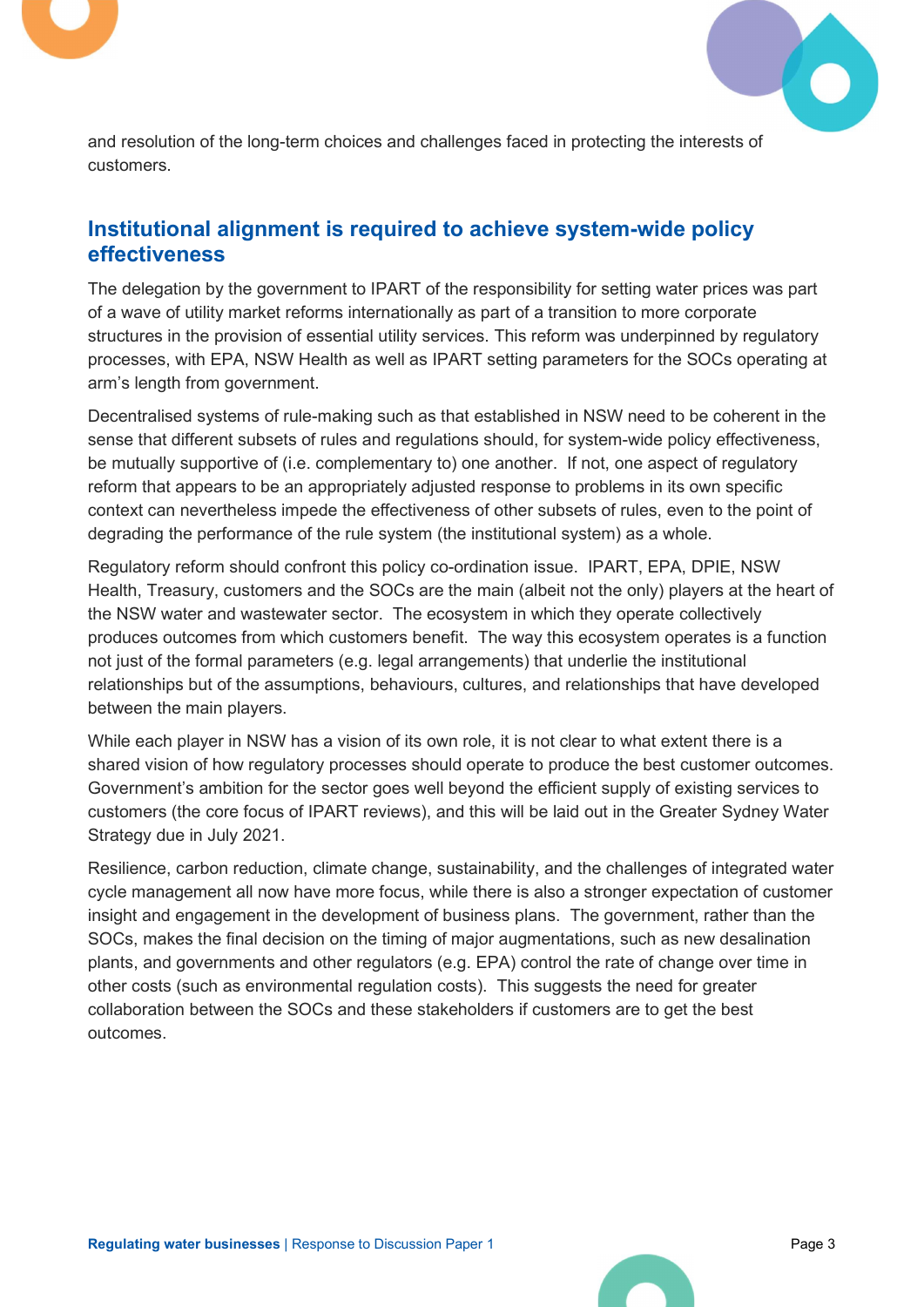and resolution of the long-term choices and challenges faced in protecting the interests of customers.

## Institutional alignment is required to achieve system-wide policy effectiveness

The delegation by the government to IPART of the responsibility for setting water prices was part of a wave of utility market reforms internationally as part of a transition to more corporate structures in the provision of essential utility services. This reform was underpinned by regulatory processes, with EPA, NSW Health as well as IPART setting parameters for the SOCs operating at arm's length from government.

Decentralised systems of rule-making such as that established in NSW need to be coherent in the sense that different subsets of rules and regulations should, for system-wide policy effectiveness, be mutually supportive of (i.e. complementary to) one another. If not, one aspect of regulatory reform that appears to be an appropriately adjusted response to problems in its own specific context can nevertheless impede the effectiveness of other subsets of rules, even to the point of degrading the performance of the rule system (the institutional system) as a whole.

Regulatory reform should confront this policy co-ordination issue. IPART, EPA, DPIE, NSW Health, Treasury, customers and the SOCs are the main (albeit not the only) players at the heart of the NSW water and wastewater sector. The ecosystem in which they operate collectively produces outcomes from which customers benefit. The way this ecosystem operates is a function not just of the formal parameters (e.g. legal arrangements) that underlie the institutional relationships but of the assumptions, behaviours, cultures, and relationships that have developed between the main players.

While each player in NSW has a vision of its own role, it is not clear to what extent there is a shared vision of how regulatory processes should operate to produce the best customer outcomes. Government's ambition for the sector goes well beyond the efficient supply of existing services to customers (the core focus of IPART reviews), and this will be laid out in the Greater Sydney Water Strategy due in July 2021.

Resilience, carbon reduction, climate change, sustainability, and the challenges of integrated water cycle management all now have more focus, while there is also a stronger expectation of customer insight and engagement in the development of business plans. The government, rather than the SOCs, makes the final decision on the timing of major augmentations, such as new desalination plants, and governments and other regulators (e.g. EPA) control the rate of change over time in other costs (such as environmental regulation costs). This suggests the need for greater collaboration between the SOCs and these stakeholders if customers are to get the best outcomes.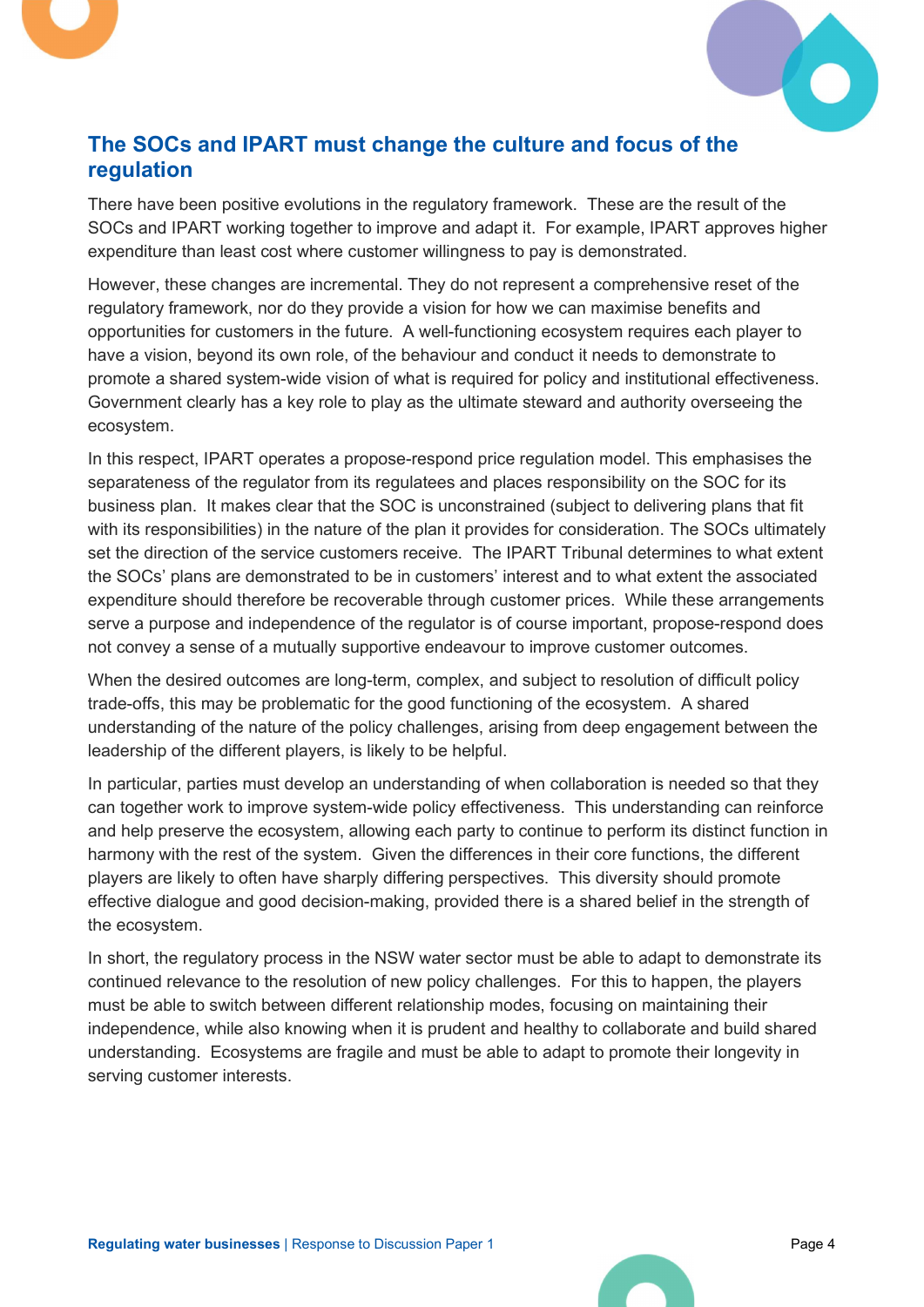## The SOCs and IPART must change the culture and focus of the regulation

There have been positive evolutions in the regulatory framework. These are the result of the SOCs and IPART working together to improve and adapt it. For example, IPART approves higher expenditure than least cost where customer willingness to pay is demonstrated.

However, these changes are incremental. They do not represent a comprehensive reset of the regulatory framework, nor do they provide a vision for how we can maximise benefits and opportunities for customers in the future. A well-functioning ecosystem requires each player to have a vision, beyond its own role, of the behaviour and conduct it needs to demonstrate to promote a shared system-wide vision of what is required for policy and institutional effectiveness. Government clearly has a key role to play as the ultimate steward and authority overseeing the ecosystem.

In this respect, IPART operates a propose-respond price regulation model. This emphasises the separateness of the regulator from its regulatees and places responsibility on the SOC for its business plan. It makes clear that the SOC is unconstrained (subject to delivering plans that fit with its responsibilities) in the nature of the plan it provides for consideration. The SOCs ultimately set the direction of the service customers receive. The IPART Tribunal determines to what extent the SOCs' plans are demonstrated to be in customers' interest and to what extent the associated expenditure should therefore be recoverable through customer prices. While these arrangements serve a purpose and independence of the regulator is of course important, propose-respond does not convey a sense of a mutually supportive endeavour to improve customer outcomes.

When the desired outcomes are long-term, complex, and subject to resolution of difficult policy trade-offs, this may be problematic for the good functioning of the ecosystem. A shared understanding of the nature of the policy challenges, arising from deep engagement between the leadership of the different players, is likely to be helpful.

In particular, parties must develop an understanding of when collaboration is needed so that they can together work to improve system-wide policy effectiveness. This understanding can reinforce and help preserve the ecosystem, allowing each party to continue to perform its distinct function in harmony with the rest of the system. Given the differences in their core functions, the different players are likely to often have sharply differing perspectives. This diversity should promote effective dialogue and good decision-making, provided there is a shared belief in the strength of the ecosystem.

In short, the regulatory process in the NSW water sector must be able to adapt to demonstrate its continued relevance to the resolution of new policy challenges. For this to happen, the players must be able to switch between different relationship modes, focusing on maintaining their independence, while also knowing when it is prudent and healthy to collaborate and build shared understanding. Ecosystems are fragile and must be able to adapt to promote their longevity in serving customer interests.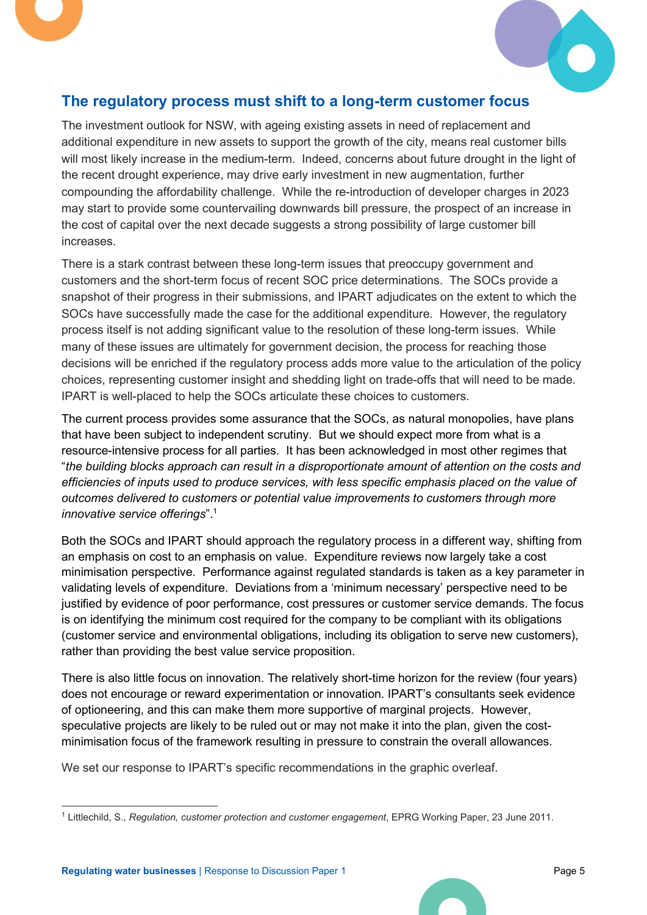## The regulatory process must shift to a long-term customer focus

The investment outlook for NSW, with ageing existing assets in need of replacement and additional expenditure in new assets to support the growth of the city, means real customer bills will most likely increase in the medium-term. Indeed, concerns about future drought in the light of the recent drought experience, may drive early investment in new augmentation, further compounding the affordability challenge. While the re-introduction of developer charges in 2023 may start to provide some countervailing downwards bill pressure, the prospect of an increase in the cost of capital over the next decade suggests a strong possibility of large customer bill increases.

There is a stark contrast between these long-term issues that preoccupy government and customers and the short-term focus of recent SOC price determinations. The SOCs provide a snapshot of their progress in their submissions, and IPART adjudicates on the extent to which the SOCs have successfully made the case for the additional expenditure. However, the regulatory process itself is not adding significant value to the resolution of these long-term issues. While many of these issues are ultimately for government decision, the process for reaching those decisions will be enriched if the regulatory process adds more value to the articulation of the policy choices, representing customer insight and shedding light on trade-offs that will need to be made. IPART is well-placed to help the SOCs articulate these choices to customers.

The current process provides some assurance that the SOCs, as natural monopolies, have plans that have been subject to independent scrutiny. But we should expect more from what is a resource-intensive process for all parties. It has been acknowledged in most other regimes that "*the building blocks approach can result in a disproportionate amount of attention on the costs and efficiencies of inputs used to produce services, with less specific emphasis placed on the value of outcomes delivered to customers or potential value improvements to customers through more innovative service offerings*".[1]

Both the SOCs and IPART should approach the regulatory process in a different way, shifting from an emphasis on cost to an emphasis on value. Expenditure reviews now largely take a cost minimisation perspective. Performance against regulated standards is taken as a key parameter in validating levels of expenditure. Deviations from a 'minimum necessary' perspective need to be justified by evidence of poor performance, cost pressures or customer service demands. The focus is on identifying the minimum cost required for the company to be compliant with its obligations (customer service and environmental obligations, including its obligation to serve new customers), rather than providing the best value service proposition.

There is also little focus on innovation. The relatively short-time horizon for the review (four years) does not encourage or reward experimentation or innovation. IPART's consultants seek evidence of optioneering, and this can make them more supportive of marginal projects. However, speculative projects are likely to be ruled out or may not make it into the plan, given the cost-minimisation focus of the framework resulting in pressure to constrain the overall allowances.

We set our response to IPART's specific recommendations in the graphic overleaf.

---

[1] Littlechild, S., *Regulation, customer protection and customer engagement*, EPRG Working Paper, 23 June 2011.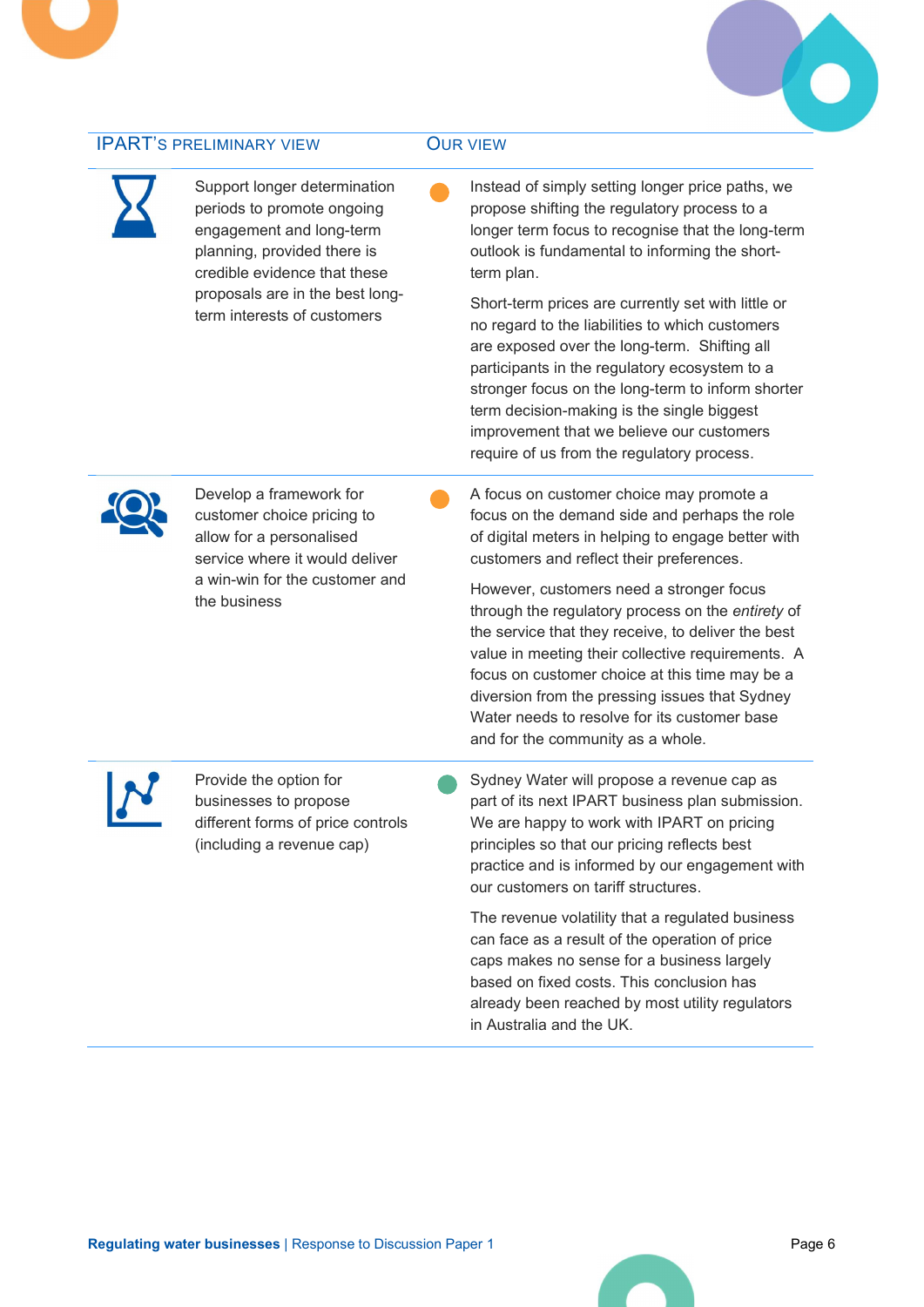| IPART's preliminary view | Our view |
| --- | --- |
| Support longer determination periods to promote ongoing engagement and long-term planning, provided there is credible evidence that these proposals are in the best long-term interests of customers | Instead of simply setting longer price paths, we propose shifting the regulatory process to a longer term focus to recognise that the long-term outlook is fundamental to informing the short-term plan.<br><br>Short-term prices are currently set with little or no regard to the liabilities to which customers are exposed over the long-term. Shifting all participants in the regulatory ecosystem to a stronger focus on the long-term to inform shorter term decision-making is the single biggest improvement that we believe our customers require of us from the regulatory process. |
| Develop a framework for customer choice pricing to allow for a personalised service where it would deliver a win-win for the customer and the business | A focus on customer choice may promote a focus on the demand side and perhaps the role of digital meters in helping to engage better with customers and reflect their preferences.<br><br>However, customers need a stronger focus through the regulatory process on the *entirety* of the service that they receive, to deliver the best value in meeting their collective requirements. A focus on customer choice at this time may be a diversion from the pressing issues that Sydney Water needs to resolve for its customer base and for the community as a whole. |
| Provide the option for businesses to propose different forms of price controls (including a revenue cap) | Sydney Water will propose a revenue cap as part of its next IPART business plan submission. We are happy to work with IPART on pricing principles so that our pricing reflects best practice and is informed by our engagement with our customers on tariff structures.<br><br>The revenue volatility that a regulated business can face as a result of the operation of price caps makes no sense for a business largely based on fixed costs. This conclusion has already been reached by most utility regulators in Australia and the UK. |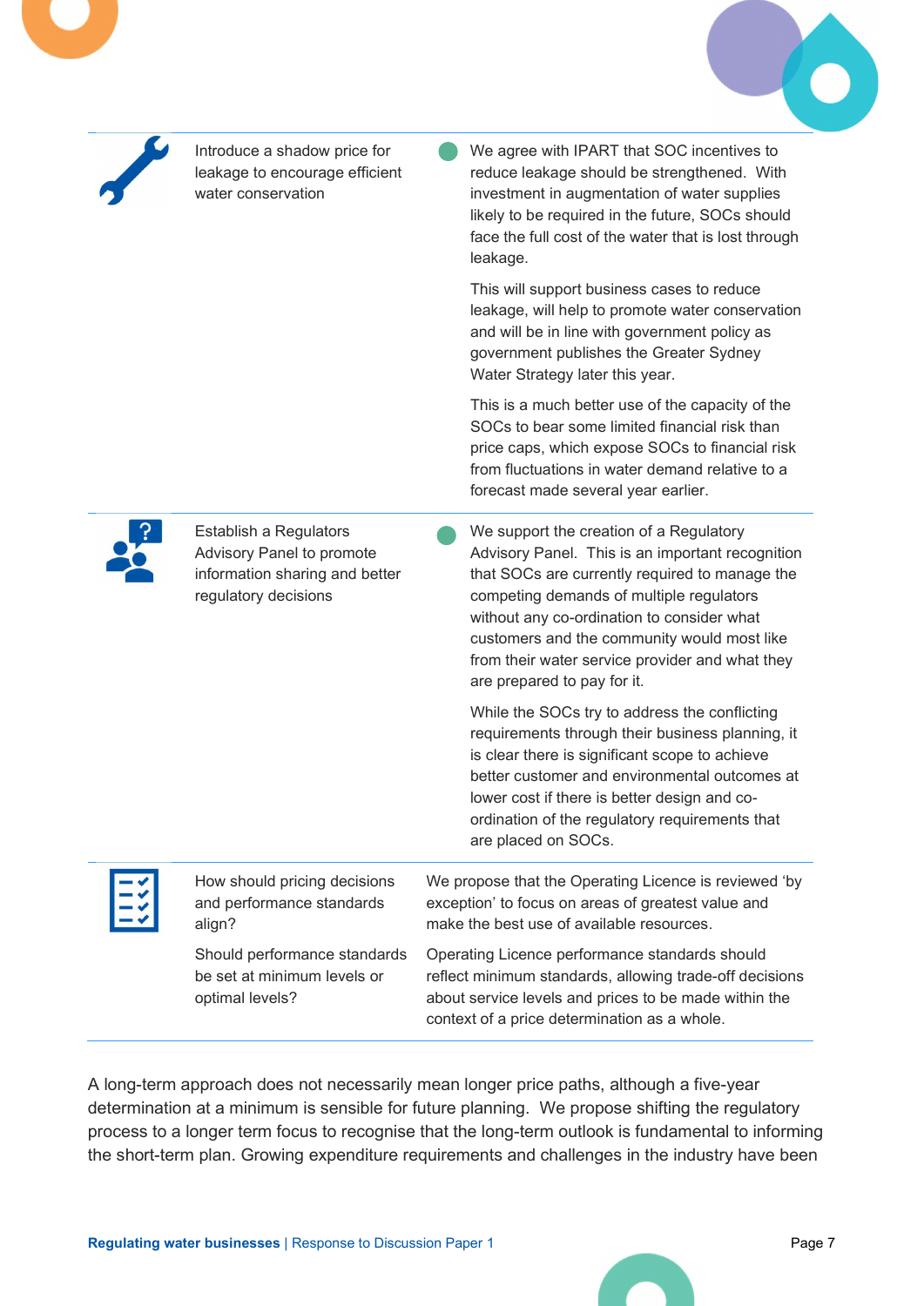| Proposal | Response |
| --- | --- |
| Introduce a shadow price for leakage to encourage efficient water conservation | We agree with IPART that SOC incentives to reduce leakage should be strengthened. With investment in augmentation of water supplies likely to be required in the future, SOCs should face the full cost of the water that is lost through leakage.<br><br>This will support business cases to reduce leakage, will help to promote water conservation and will be in line with government policy as government publishes the Greater Sydney Water Strategy later this year.<br><br>This is a much better use of the capacity of the SOCs to bear some limited financial risk than price caps, which expose SOCs to financial risk from fluctuations in water demand relative to a forecast made several year earlier. |
| Establish a Regulators Advisory Panel to promote information sharing and better regulatory decisions | We support the creation of a Regulatory Advisory Panel. This is an important recognition that SOCs are currently required to manage the competing demands of multiple regulators without any co-ordination to consider what customers and the community would most like from their water service provider and what they are prepared to pay for it.<br><br>While the SOCs try to address the conflicting requirements through their business planning, it is clear there is significant scope to achieve better customer and environmental outcomes at lower cost if there is better design and co-ordination of the regulatory requirements that are placed on SOCs. |
| How should pricing decisions and performance standards align?<br><br>Should performance standards be set at minimum levels or optimal levels? | We propose that the Operating Licence is reviewed 'by exception' to focus on areas of greatest value and make the best use of available resources.<br><br>Operating Licence performance standards should reflect minimum standards, allowing trade-off decisions about service levels and prices to be made within the context of a price determination as a whole. |

A long-term approach does not necessarily mean longer price paths, although a five-year determination at a minimum is sensible for future planning. We propose shifting the regulatory process to a longer term focus to recognise that the long-term outlook is fundamental to informing the short-term plan. Growing expenditure requirements and challenges in the industry have been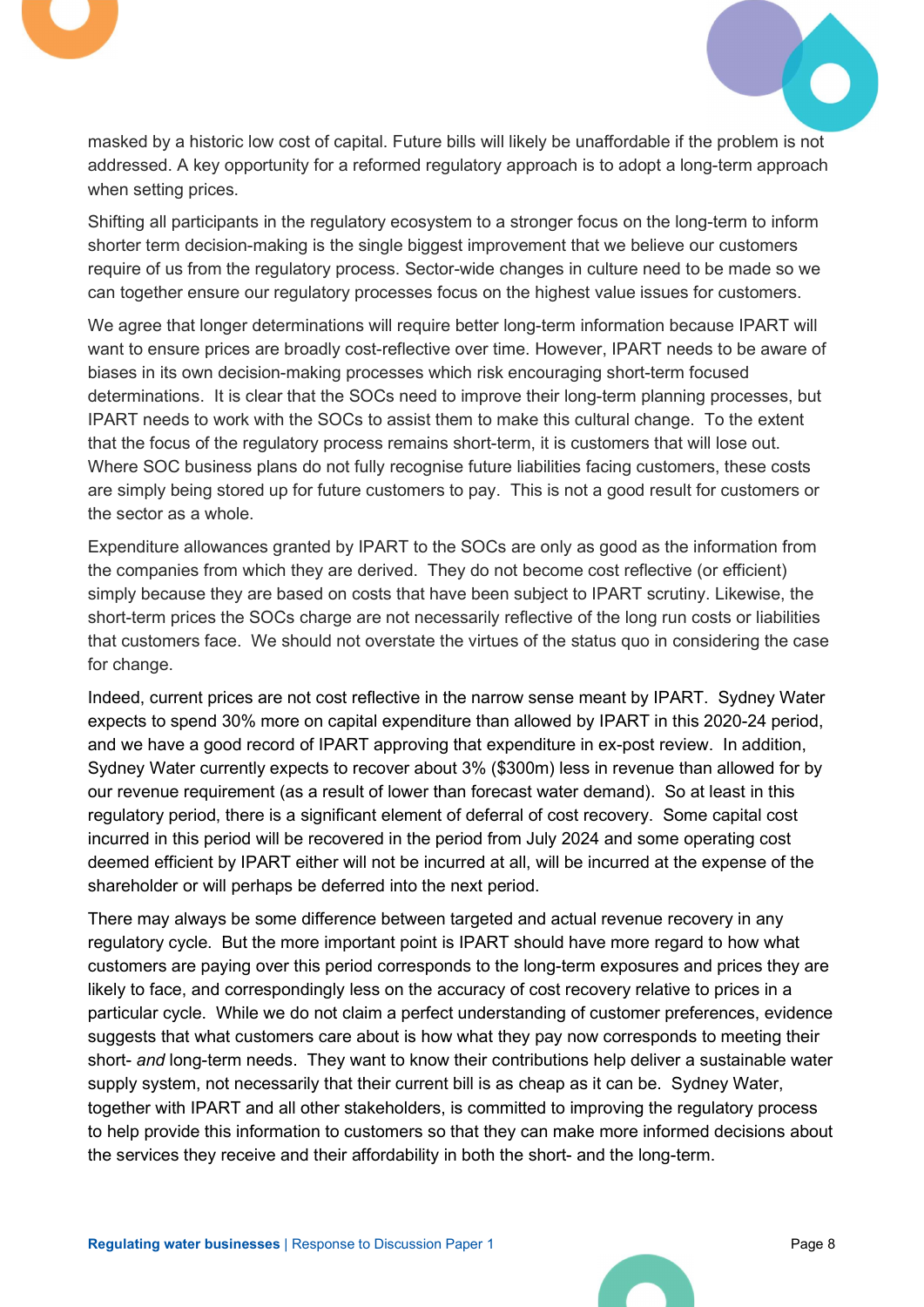masked by a historic low cost of capital. Future bills will likely be unaffordable if the problem is not addressed. A key opportunity for a reformed regulatory approach is to adopt a long-term approach when setting prices.

Shifting all participants in the regulatory ecosystem to a stronger focus on the long-term to inform shorter term decision-making is the single biggest improvement that we believe our customers require of us from the regulatory process. Sector-wide changes in culture need to be made so we can together ensure our regulatory processes focus on the highest value issues for customers.

We agree that longer determinations will require better long-term information because IPART will want to ensure prices are broadly cost-reflective over time. However, IPART needs to be aware of biases in its own decision-making processes which risk encouraging short-term focused determinations. It is clear that the SOCs need to improve their long-term planning processes, but IPART needs to work with the SOCs to assist them to make this cultural change. To the extent that the focus of the regulatory process remains short-term, it is customers that will lose out. Where SOC business plans do not fully recognise future liabilities facing customers, these costs are simply being stored up for future customers to pay. This is not a good result for customers or the sector as a whole.

Expenditure allowances granted by IPART to the SOCs are only as good as the information from the companies from which they are derived. They do not become cost reflective (or efficient) simply because they are based on costs that have been subject to IPART scrutiny. Likewise, the short-term prices the SOCs charge are not necessarily reflective of the long run costs or liabilities that customers face. We should not overstate the virtues of the status quo in considering the case for change.

Indeed, current prices are not cost reflective in the narrow sense meant by IPART. Sydney Water expects to spend 30% more on capital expenditure than allowed by IPART in this 2020-24 period, and we have a good record of IPART approving that expenditure in ex-post review. In addition, Sydney Water currently expects to recover about 3% ($300m) less in revenue than allowed for by our revenue requirement (as a result of lower than forecast water demand). So at least in this regulatory period, there is a significant element of deferral of cost recovery. Some capital cost incurred in this period will be recovered in the period from July 2024 and some operating cost deemed efficient by IPART either will not be incurred at all, will be incurred at the expense of the shareholder or will perhaps be deferred into the next period.

There may always be some difference between targeted and actual revenue recovery in any regulatory cycle. But the more important point is IPART should have more regard to how what customers are paying over this period corresponds to the long-term exposures and prices they are likely to face, and correspondingly less on the accuracy of cost recovery relative to prices in a particular cycle. While we do not claim a perfect understanding of customer preferences, evidence suggests that what customers care about is how what they pay now corresponds to meeting their short- *and* long-term needs. They want to know their contributions help deliver a sustainable water supply system, not necessarily that their current bill is as cheap as it can be. Sydney Water, together with IPART and all other stakeholders, is committed to improving the regulatory process to help provide this information to customers so that they can make more informed decisions about the services they receive and their affordability in both the short- and the long-term.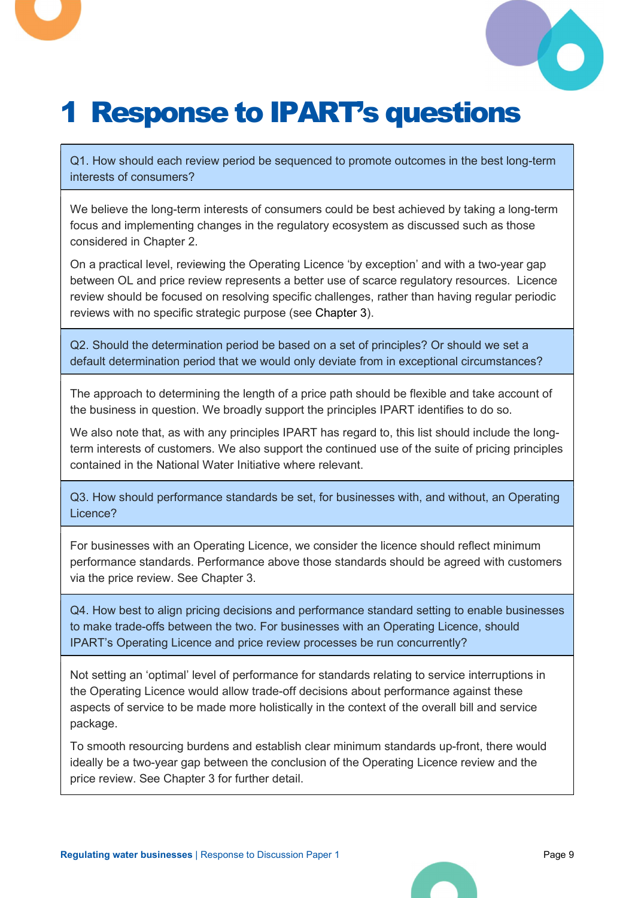# 1 Response to IPART's questions

**Q1. How should each review period be sequenced to promote outcomes in the best long-term interests of consumers?**

We believe the long-term interests of consumers could be best achieved by taking a long-term focus and implementing changes in the regulatory ecosystem as discussed such as those considered in Chapter 2.

On a practical level, reviewing the Operating Licence 'by exception' and with a two-year gap between OL and price review represents a better use of scarce regulatory resources. Licence review should be focused on resolving specific challenges, rather than having regular periodic reviews with no specific strategic purpose (see Chapter 3).

**Q2. Should the determination period be based on a set of principles? Or should we set a default determination period that we would only deviate from in exceptional circumstances?**

The approach to determining the length of a price path should be flexible and take account of the business in question. We broadly support the principles IPART identifies to do so.

We also note that, as with any principles IPART has regard to, this list should include the long-term interests of customers. We also support the continued use of the suite of pricing principles contained in the National Water Initiative where relevant.

**Q3. How should performance standards be set, for businesses with, and without, an Operating Licence?**

For businesses with an Operating Licence, we consider the licence should reflect minimum performance standards. Performance above those standards should be agreed with customers via the price review. See Chapter 3.

**Q4. How best to align pricing decisions and performance standard setting to enable businesses to make trade-offs between the two. For businesses with an Operating Licence, should IPART's Operating Licence and price review processes be run concurrently?**

Not setting an 'optimal' level of performance for standards relating to service interruptions in the Operating Licence would allow trade-off decisions about performance against these aspects of service to be made more holistically in the context of the overall bill and service package.

To smooth resourcing burdens and establish clear minimum standards up-front, there would ideally be a two-year gap between the conclusion of the Operating Licence review and the price review. See Chapter 3 for further detail.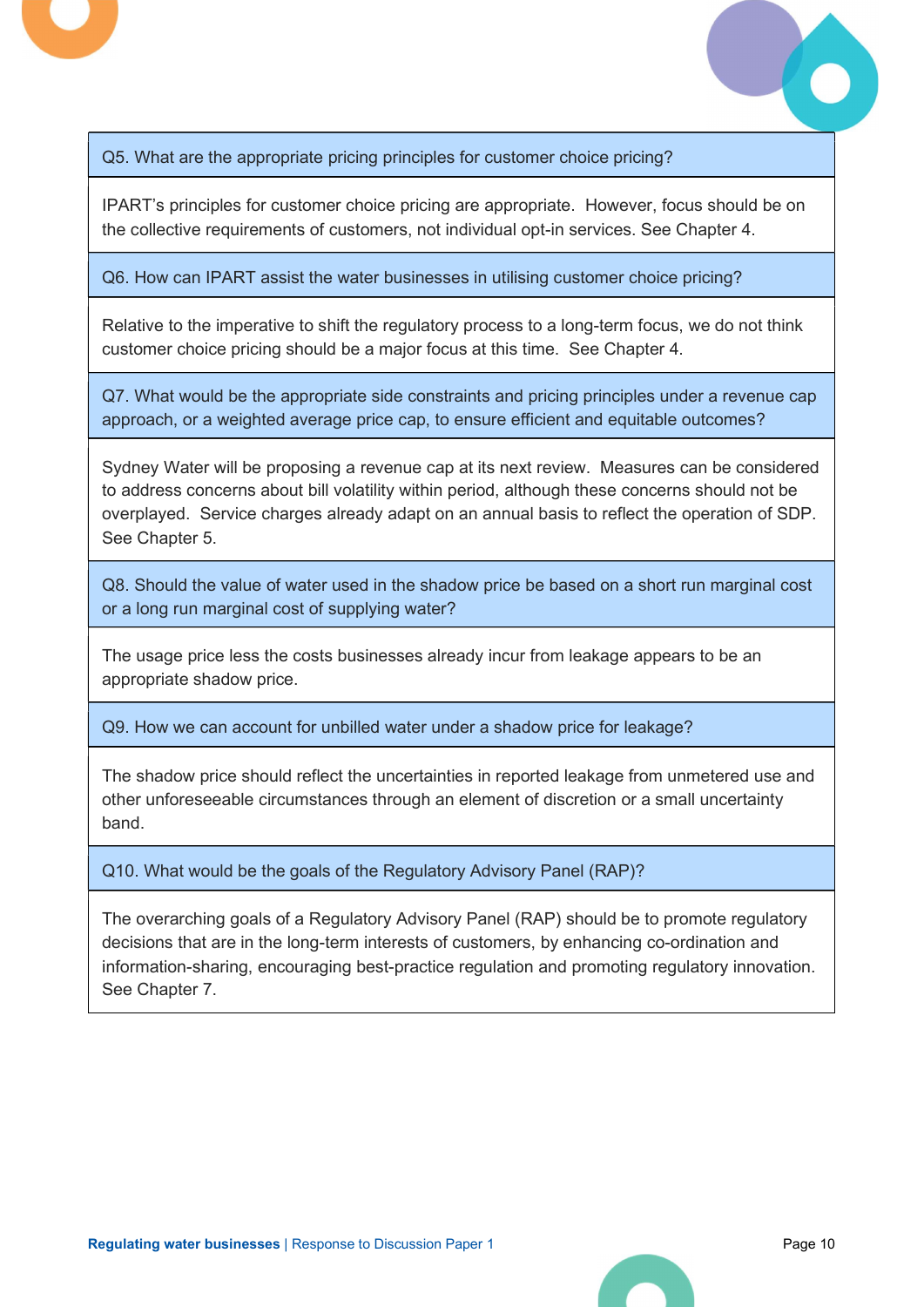| Q5. What are the appropriate pricing principles for customer choice pricing? |
|---|
| IPART's principles for customer choice pricing are appropriate. However, focus should be on the collective requirements of customers, not individual opt-in services. See Chapter 4. |
| **Q6. How can IPART assist the water businesses in utilising customer choice pricing?** |
| Relative to the imperative to shift the regulatory process to a long-term focus, we do not think customer choice pricing should be a major focus at this time. See Chapter 4. |
| **Q7. What would be the appropriate side constraints and pricing principles under a revenue cap approach, or a weighted average price cap, to ensure efficient and equitable outcomes?** |
| Sydney Water will be proposing a revenue cap at its next review. Measures can be considered to address concerns about bill volatility within period, although these concerns should not be overplayed. Service charges already adapt on an annual basis to reflect the operation of SDP. See Chapter 5. |
| **Q8. Should the value of water used in the shadow price be based on a short run marginal cost or a long run marginal cost of supplying water?** |
| The usage price less the costs businesses already incur from leakage appears to be an appropriate shadow price. |
| **Q9. How we can account for unbilled water under a shadow price for leakage?** |
| The shadow price should reflect the uncertainties in reported leakage from unmetered use and other unforeseeable circumstances through an element of discretion or a small uncertainty band. |
| **Q10. What would be the goals of the Regulatory Advisory Panel (RAP)?** |
| The overarching goals of a Regulatory Advisory Panel (RAP) should be to promote regulatory decisions that are in the long-term interests of customers, by enhancing co-ordination and information-sharing, encouraging best-practice regulation and promoting regulatory innovation. See Chapter 7. |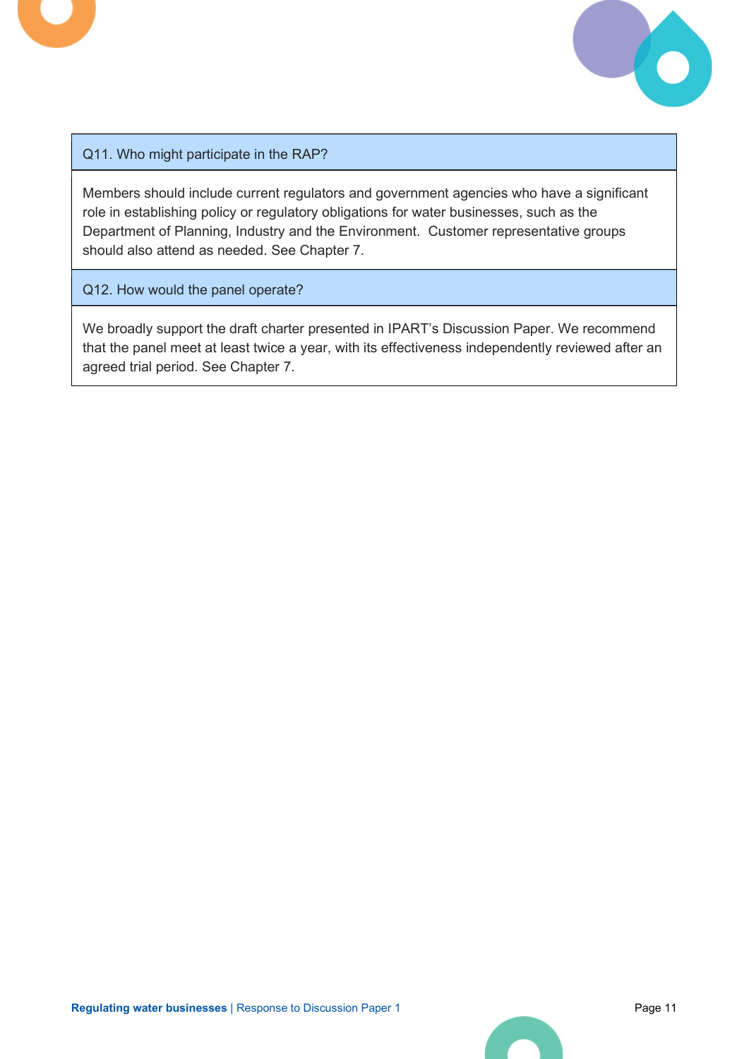| Q11. Who might participate in the RAP? |
| --- |
| Members should include current regulators and government agencies who have a significant role in establishing policy or regulatory obligations for water businesses, such as the Department of Planning, Industry and the Environment. Customer representative groups should also attend as needed. See Chapter 7. |
| **Q12. How would the panel operate?** |
| We broadly support the draft charter presented in IPART's Discussion Paper. We recommend that the panel meet at least twice a year, with its effectiveness independently reviewed after an agreed trial period. See Chapter 7. |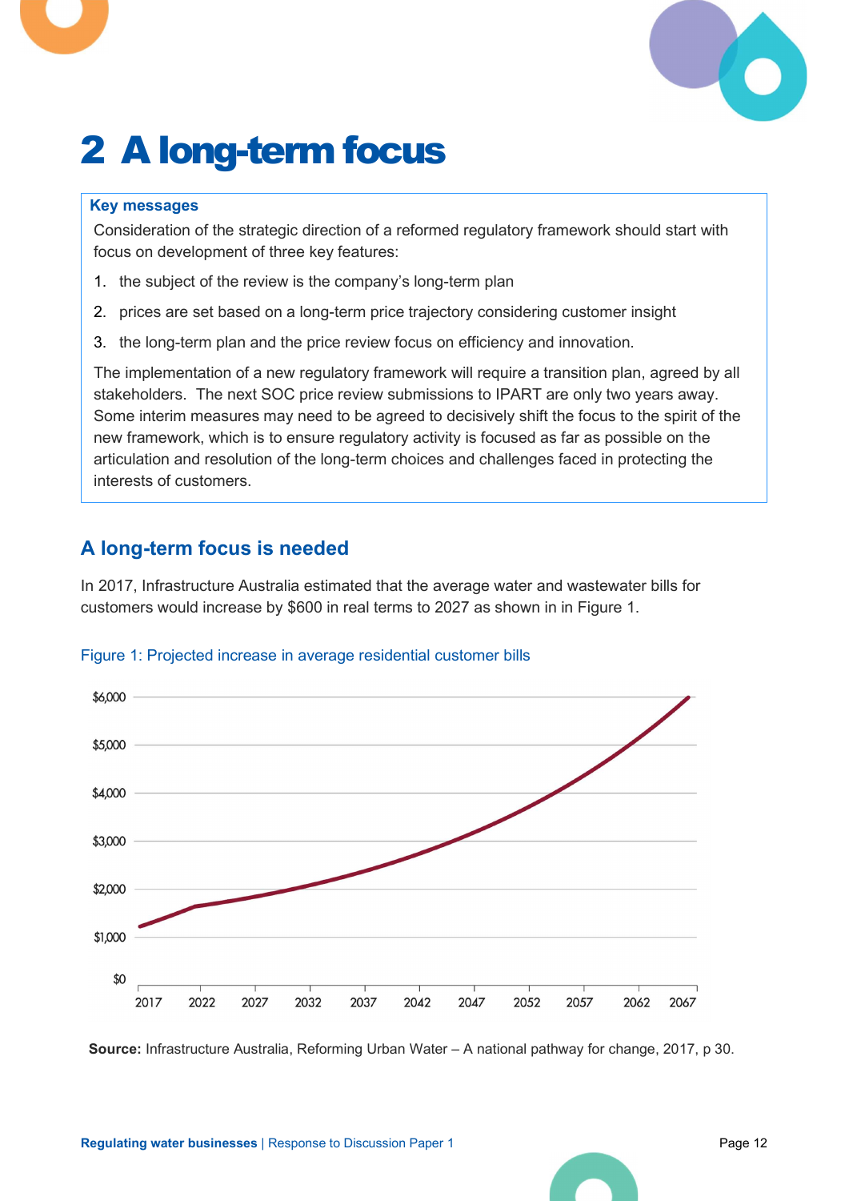# 2 A long-term focus

**Key messages**

Consideration of the strategic direction of a reformed regulatory framework should start with focus on development of three key features:

1. the subject of the review is the company's long-term plan
2. prices are set based on a long-term price trajectory considering customer insight
3. the long-term plan and the price review focus on efficiency and innovation.

The implementation of a new regulatory framework will require a transition plan, agreed by all stakeholders. The next SOC price review submissions to IPART are only two years away. Some interim measures may need to be agreed to decisively shift the focus to the spirit of the new framework, which is to ensure regulatory activity is focused as far as possible on the articulation and resolution of the long-term choices and challenges faced in protecting the interests of customers.

## A long-term focus is needed

In 2017, Infrastructure Australia estimated that the average water and wastewater bills for customers would increase by $600 in real terms to 2027 as shown in in Figure 1.

Figure 1: Projected increase in average residential customer bills

**Source:** Infrastructure Australia, Reforming Urban Water – A national pathway for change, 2017, p 30.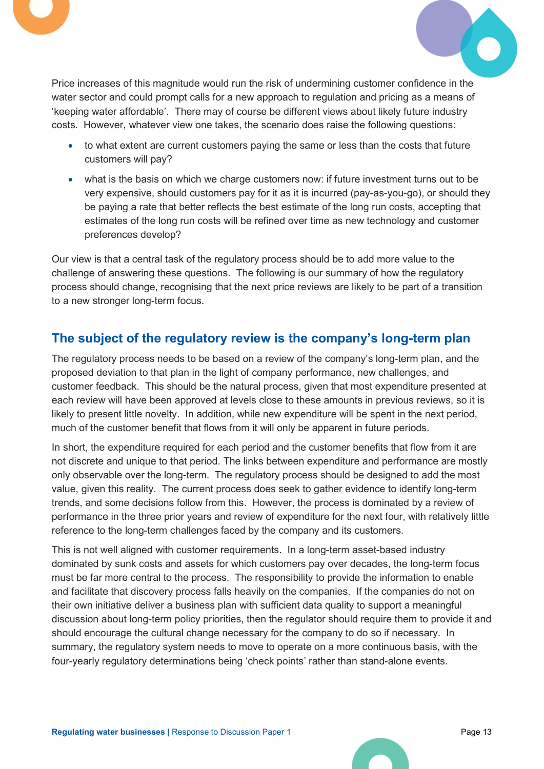Price increases of this magnitude would run the risk of undermining customer confidence in the water sector and could prompt calls for a new approach to regulation and pricing as a means of 'keeping water affordable'. There may of course be different views about likely future industry costs. However, whatever view one takes, the scenario does raise the following questions:

- to what extent are current customers paying the same or less than the costs that future customers will pay?
- what is the basis on which we charge customers now: if future investment turns out to be very expensive, should customers pay for it as it is incurred (pay-as-you-go), or should they be paying a rate that better reflects the best estimate of the long run costs, accepting that estimates of the long run costs will be refined over time as new technology and customer preferences develop?

Our view is that a central task of the regulatory process should be to add more value to the challenge of answering these questions. The following is our summary of how the regulatory process should change, recognising that the next price reviews are likely to be part of a transition to a new stronger long-term focus.

## The subject of the regulatory review is the company's long-term plan

The regulatory process needs to be based on a review of the company's long-term plan, and the proposed deviation to that plan in the light of company performance, new challenges, and customer feedback. This should be the natural process, given that most expenditure presented at each review will have been approved at levels close to these amounts in previous reviews, so it is likely to present little novelty. In addition, while new expenditure will be spent in the next period, much of the customer benefit that flows from it will only be apparent in future periods.

In short, the expenditure required for each period and the customer benefits that flow from it are not discrete and unique to that period. The links between expenditure and performance are mostly only observable over the long-term. The regulatory process should be designed to add the most value, given this reality. The current process does seek to gather evidence to identify long-term trends, and some decisions follow from this. However, the process is dominated by a review of performance in the three prior years and review of expenditure for the next four, with relatively little reference to the long-term challenges faced by the company and its customers.

This is not well aligned with customer requirements. In a long-term asset-based industry dominated by sunk costs and assets for which customers pay over decades, the long-term focus must be far more central to the process. The responsibility to provide the information to enable and facilitate that discovery process falls heavily on the companies. If the companies do not on their own initiative deliver a business plan with sufficient data quality to support a meaningful discussion about long-term policy priorities, then the regulator should require them to provide it and should encourage the cultural change necessary for the company to do so if necessary. In summary, the regulatory system needs to move to operate on a more continuous basis, with the four-yearly regulatory determinations being 'check points' rather than stand-alone events.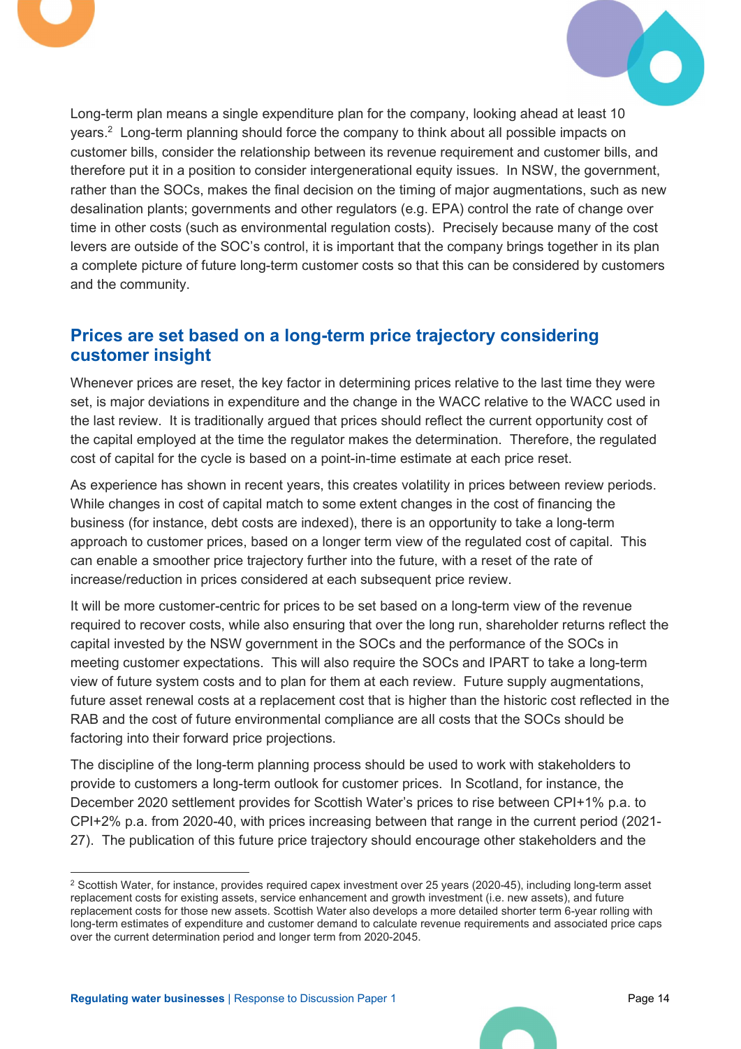Long-term plan means a single expenditure plan for the company, looking ahead at least 10 years.[2] Long-term planning should force the company to think about all possible impacts on customer bills, consider the relationship between its revenue requirement and customer bills, and therefore put it in a position to consider intergenerational equity issues. In NSW, the government, rather than the SOCs, makes the final decision on the timing of major augmentations, such as new desalination plants; governments and other regulators (e.g. EPA) control the rate of change over time in other costs (such as environmental regulation costs). Precisely because many of the cost levers are outside of the SOC's control, it is important that the company brings together in its plan a complete picture of future long-term customer costs so that this can be considered by customers and the community.

## Prices are set based on a long-term price trajectory considering customer insight

Whenever prices are reset, the key factor in determining prices relative to the last time they were set, is major deviations in expenditure and the change in the WACC relative to the WACC used in the last review. It is traditionally argued that prices should reflect the current opportunity cost of the capital employed at the time the regulator makes the determination. Therefore, the regulated cost of capital for the cycle is based on a point-in-time estimate at each price reset.

As experience has shown in recent years, this creates volatility in prices between review periods. While changes in cost of capital match to some extent changes in the cost of financing the business (for instance, debt costs are indexed), there is an opportunity to take a long-term approach to customer prices, based on a longer term view of the regulated cost of capital. This can enable a smoother price trajectory further into the future, with a reset of the rate of increase/reduction in prices considered at each subsequent price review.

It will be more customer-centric for prices to be set based on a long-term view of the revenue required to recover costs, while also ensuring that over the long run, shareholder returns reflect the capital invested by the NSW government in the SOCs and the performance of the SOCs in meeting customer expectations. This will also require the SOCs and IPART to take a long-term view of future system costs and to plan for them at each review. Future supply augmentations, future asset renewal costs at a replacement cost that is higher than the historic cost reflected in the RAB and the cost of future environmental compliance are all costs that the SOCs should be factoring into their forward price projections.

The discipline of the long-term planning process should be used to work with stakeholders to provide to customers a long-term outlook for customer prices. In Scotland, for instance, the December 2020 settlement provides for Scottish Water's prices to rise between CPI+1% p.a. to CPI+2% p.a. from 2020-40, with prices increasing between that range in the current period (2021-27). The publication of this future price trajectory should encourage other stakeholders and the

---

[2] Scottish Water, for instance, provides required capex investment over 25 years (2020-45), including long-term asset replacement costs for existing assets, service enhancement and growth investment (i.e. new assets), and future replacement costs for those new assets. Scottish Water also develops a more detailed shorter term 6-year rolling with long-term estimates of expenditure and customer demand to calculate revenue requirements and associated price caps over the current determination period and longer term from 2020-2045.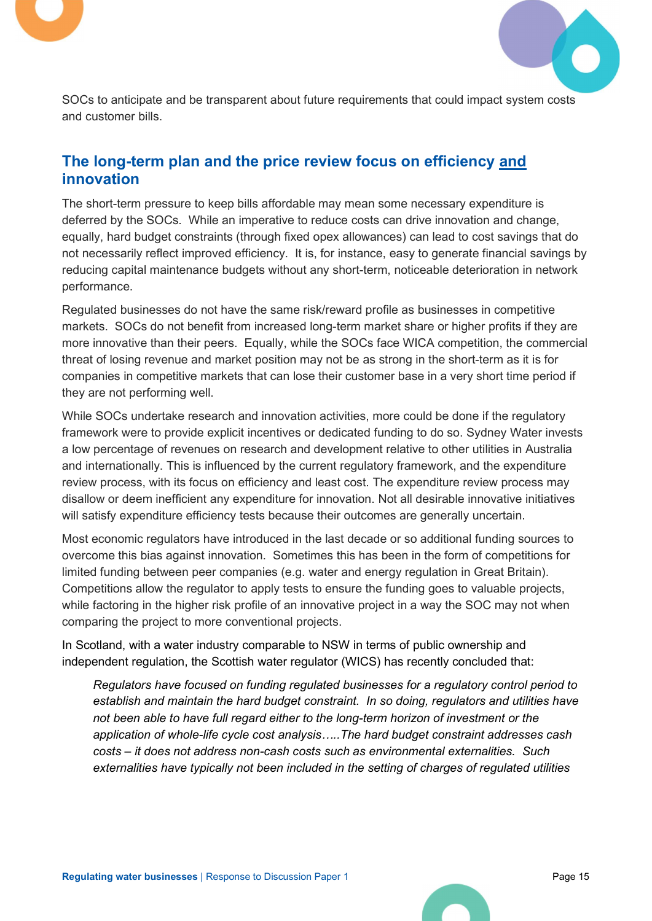SOCs to anticipate and be transparent about future requirements that could impact system costs and customer bills.

## The long-term plan and the price review focus on efficiency and innovation

The short-term pressure to keep bills affordable may mean some necessary expenditure is deferred by the SOCs. While an imperative to reduce costs can drive innovation and change, equally, hard budget constraints (through fixed opex allowances) can lead to cost savings that do not necessarily reflect improved efficiency. It is, for instance, easy to generate financial savings by reducing capital maintenance budgets without any short-term, noticeable deterioration in network performance.

Regulated businesses do not have the same risk/reward profile as businesses in competitive markets. SOCs do not benefit from increased long-term market share or higher profits if they are more innovative than their peers. Equally, while the SOCs face WICA competition, the commercial threat of losing revenue and market position may not be as strong in the short-term as it is for companies in competitive markets that can lose their customer base in a very short time period if they are not performing well.

While SOCs undertake research and innovation activities, more could be done if the regulatory framework were to provide explicit incentives or dedicated funding to do so. Sydney Water invests a low percentage of revenues on research and development relative to other utilities in Australia and internationally. This is influenced by the current regulatory framework, and the expenditure review process, with its focus on efficiency and least cost. The expenditure review process may disallow or deem inefficient any expenditure for innovation. Not all desirable innovative initiatives will satisfy expenditure efficiency tests because their outcomes are generally uncertain.

Most economic regulators have introduced in the last decade or so additional funding sources to overcome this bias against innovation. Sometimes this has been in the form of competitions for limited funding between peer companies (e.g. water and energy regulation in Great Britain). Competitions allow the regulator to apply tests to ensure the funding goes to valuable projects, while factoring in the higher risk profile of an innovative project in a way the SOC may not when comparing the project to more conventional projects.

In Scotland, with a water industry comparable to NSW in terms of public ownership and independent regulation, the Scottish water regulator (WICS) has recently concluded that:

> *Regulators have focused on funding regulated businesses for a regulatory control period to establish and maintain the hard budget constraint. In so doing, regulators and utilities have not been able to have full regard either to the long-term horizon of investment or the application of whole-life cycle cost analysis…..The hard budget constraint addresses cash costs – it does not address non-cash costs such as environmental externalities. Such externalities have typically not been included in the setting of charges of regulated utilities*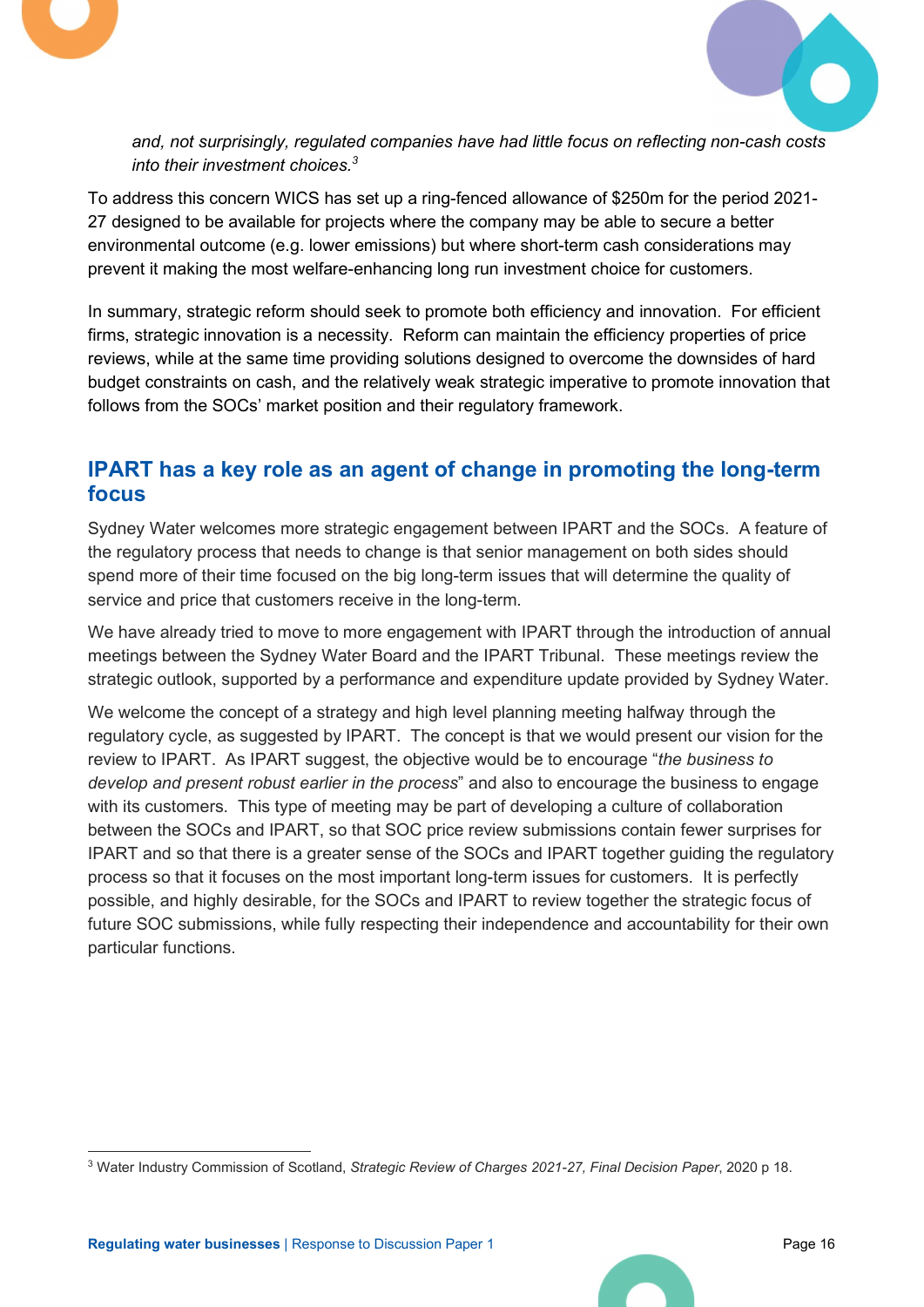*and, not surprisingly, regulated companies have had little focus on reflecting non-cash costs into their investment choices.*[3]

To address this concern WICS has set up a ring-fenced allowance of $250m for the period 2021-27 designed to be available for projects where the company may be able to secure a better environmental outcome (e.g. lower emissions) but where short-term cash considerations may prevent it making the most welfare-enhancing long run investment choice for customers.

In summary, strategic reform should seek to promote both efficiency and innovation. For efficient firms, strategic innovation is a necessity. Reform can maintain the efficiency properties of price reviews, while at the same time providing solutions designed to overcome the downsides of hard budget constraints on cash, and the relatively weak strategic imperative to promote innovation that follows from the SOCs' market position and their regulatory framework.

## IPART has a key role as an agent of change in promoting the long-term focus

Sydney Water welcomes more strategic engagement between IPART and the SOCs. A feature of the regulatory process that needs to change is that senior management on both sides should spend more of their time focused on the big long-term issues that will determine the quality of service and price that customers receive in the long-term.

We have already tried to move to more engagement with IPART through the introduction of annual meetings between the Sydney Water Board and the IPART Tribunal. These meetings review the strategic outlook, supported by a performance and expenditure update provided by Sydney Water.

We welcome the concept of a strategy and high level planning meeting halfway through the regulatory cycle, as suggested by IPART. The concept is that we would present our vision for the review to IPART. As IPART suggest, the objective would be to encourage "*the business to develop and present robust earlier in the process*" and also to encourage the business to engage with its customers. This type of meeting may be part of developing a culture of collaboration between the SOCs and IPART, so that SOC price review submissions contain fewer surprises for IPART and so that there is a greater sense of the SOCs and IPART together guiding the regulatory process so that it focuses on the most important long-term issues for customers. It is perfectly possible, and highly desirable, for the SOCs and IPART to review together the strategic focus of future SOC submissions, while fully respecting their independence and accountability for their own particular functions.

---

[3] Water Industry Commission of Scotland, *Strategic Review of Charges 2021-27, Final Decision Paper*, 2020 p 18.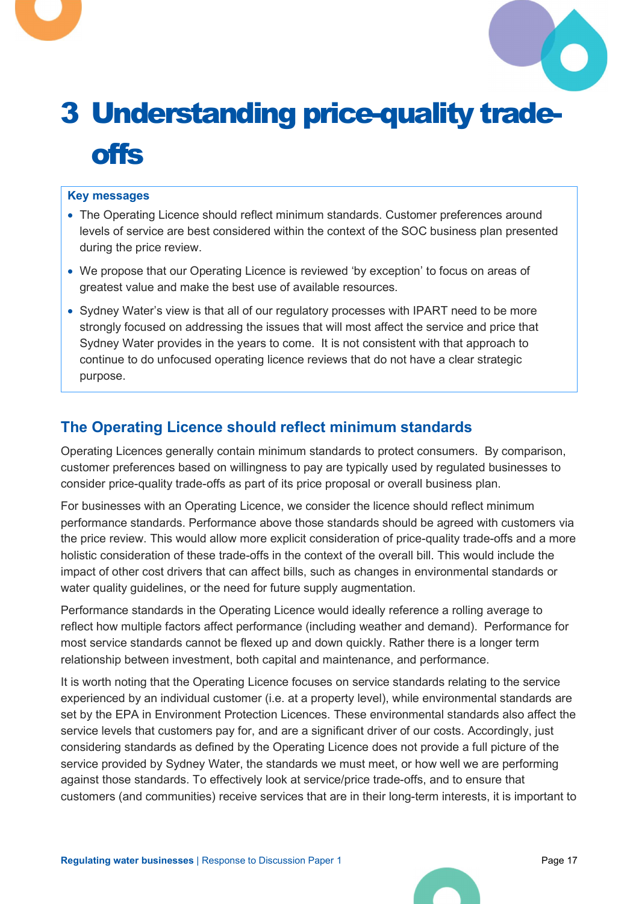# 3 Understanding price-quality trade-offs

**Key messages**

- The Operating Licence should reflect minimum standards. Customer preferences around levels of service are best considered within the context of the SOC business plan presented during the price review.
- We propose that our Operating Licence is reviewed 'by exception' to focus on areas of greatest value and make the best use of available resources.
- Sydney Water's view is that all of our regulatory processes with IPART need to be more strongly focused on addressing the issues that will most affect the service and price that Sydney Water provides in the years to come. It is not consistent with that approach to continue to do unfocused operating licence reviews that do not have a clear strategic purpose.

## The Operating Licence should reflect minimum standards

Operating Licences generally contain minimum standards to protect consumers. By comparison, customer preferences based on willingness to pay are typically used by regulated businesses to consider price-quality trade-offs as part of its price proposal or overall business plan.

For businesses with an Operating Licence, we consider the licence should reflect minimum performance standards. Performance above those standards should be agreed with customers via the price review. This would allow more explicit consideration of price-quality trade-offs and a more holistic consideration of these trade-offs in the context of the overall bill. This would include the impact of other cost drivers that can affect bills, such as changes in environmental standards or water quality guidelines, or the need for future supply augmentation.

Performance standards in the Operating Licence would ideally reference a rolling average to reflect how multiple factors affect performance (including weather and demand). Performance for most service standards cannot be flexed up and down quickly. Rather there is a longer term relationship between investment, both capital and maintenance, and performance.

It is worth noting that the Operating Licence focuses on service standards relating to the service experienced by an individual customer (i.e. at a property level), while environmental standards are set by the EPA in Environment Protection Licences. These environmental standards also affect the service levels that customers pay for, and are a significant driver of our costs. Accordingly, just considering standards as defined by the Operating Licence does not provide a full picture of the service provided by Sydney Water, the standards we must meet, or how well we are performing against those standards. To effectively look at service/price trade-offs, and to ensure that customers (and communities) receive services that are in their long-term interests, it is important to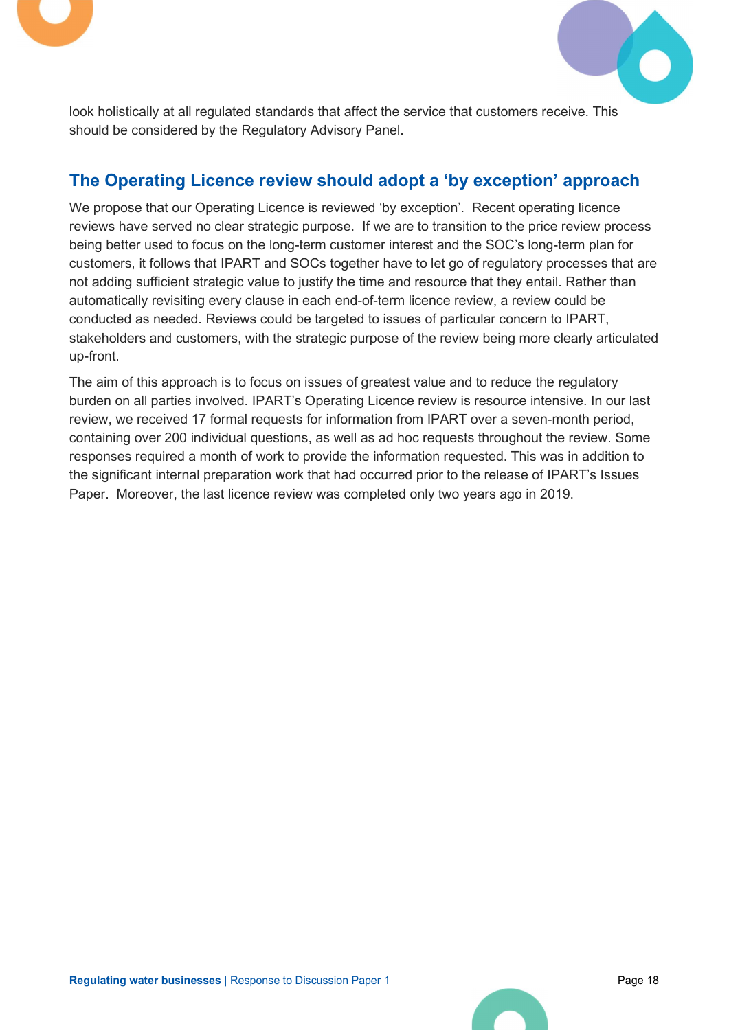look holistically at all regulated standards that affect the service that customers receive. This should be considered by the Regulatory Advisory Panel.

## The Operating Licence review should adopt a 'by exception' approach

We propose that our Operating Licence is reviewed 'by exception'. Recent operating licence reviews have served no clear strategic purpose. If we are to transition to the price review process being better used to focus on the long-term customer interest and the SOC's long-term plan for customers, it follows that IPART and SOCs together have to let go of regulatory processes that are not adding sufficient strategic value to justify the time and resource that they entail. Rather than automatically revisiting every clause in each end-of-term licence review, a review could be conducted as needed. Reviews could be targeted to issues of particular concern to IPART, stakeholders and customers, with the strategic purpose of the review being more clearly articulated up-front.

The aim of this approach is to focus on issues of greatest value and to reduce the regulatory burden on all parties involved. IPART's Operating Licence review is resource intensive. In our last review, we received 17 formal requests for information from IPART over a seven-month period, containing over 200 individual questions, as well as ad hoc requests throughout the review. Some responses required a month of work to provide the information requested. This was in addition to the significant internal preparation work that had occurred prior to the release of IPART's Issues Paper. Moreover, the last licence review was completed only two years ago in 2019.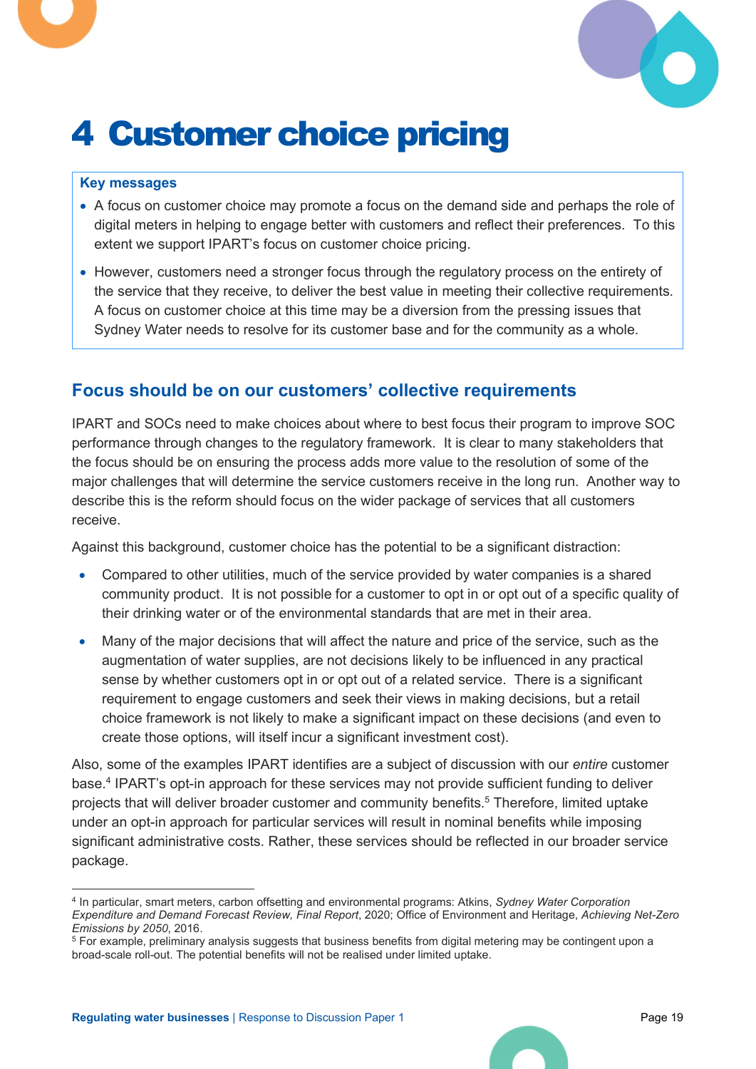# 4 Customer choice pricing

**Key messages**

- A focus on customer choice may promote a focus on the demand side and perhaps the role of digital meters in helping to engage better with customers and reflect their preferences. To this extent we support IPART's focus on customer choice pricing.
- However, customers need a stronger focus through the regulatory process on the entirety of the service that they receive, to deliver the best value in meeting their collective requirements. A focus on customer choice at this time may be a diversion from the pressing issues that Sydney Water needs to resolve for its customer base and for the community as a whole.

## Focus should be on our customers' collective requirements

IPART and SOCs need to make choices about where to best focus their program to improve SOC performance through changes to the regulatory framework. It is clear to many stakeholders that the focus should be on ensuring the process adds more value to the resolution of some of the major challenges that will determine the service customers receive in the long run. Another way to describe this is the reform should focus on the wider package of services that all customers receive.

Against this background, customer choice has the potential to be a significant distraction:

- Compared to other utilities, much of the service provided by water companies is a shared community product. It is not possible for a customer to opt in or opt out of a specific quality of their drinking water or of the environmental standards that are met in their area.
- Many of the major decisions that will affect the nature and price of the service, such as the augmentation of water supplies, are not decisions likely to be influenced in any practical sense by whether customers opt in or opt out of a related service. There is a significant requirement to engage customers and seek their views in making decisions, but a retail choice framework is not likely to make a significant impact on these decisions (and even to create those options, will itself incur a significant investment cost).

Also, some of the examples IPART identifies are a subject of discussion with our *entire* customer base.[4] IPART's opt-in approach for these services may not provide sufficient funding to deliver projects that will deliver broader customer and community benefits.[5] Therefore, limited uptake under an opt-in approach for particular services will result in nominal benefits while imposing significant administrative costs. Rather, these services should be reflected in our broader service package.

---

[4] In particular, smart meters, carbon offsetting and environmental programs: Atkins, *Sydney Water Corporation Expenditure and Demand Forecast Review, Final Report*, 2020; Office of Environment and Heritage, *Achieving Net-Zero Emissions by 2050*, 2016.

[5] For example, preliminary analysis suggests that business benefits from digital metering may be contingent upon a broad-scale roll-out. The potential benefits will not be realised under limited uptake.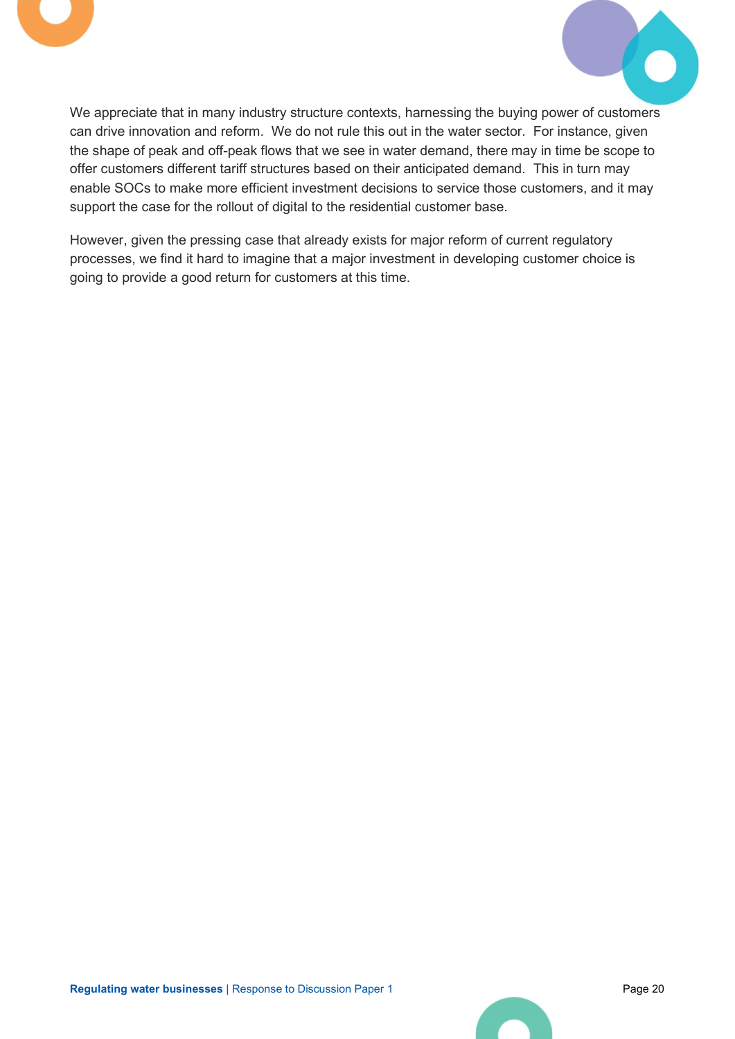We appreciate that in many industry structure contexts, harnessing the buying power of customers can drive innovation and reform. We do not rule this out in the water sector. For instance, given the shape of peak and off-peak flows that we see in water demand, there may in time be scope to offer customers different tariff structures based on their anticipated demand. This in turn may enable SOCs to make more efficient investment decisions to service those customers, and it may support the case for the rollout of digital to the residential customer base.

However, given the pressing case that already exists for major reform of current regulatory processes, we find it hard to imagine that a major investment in developing customer choice is going to provide a good return for customers at this time.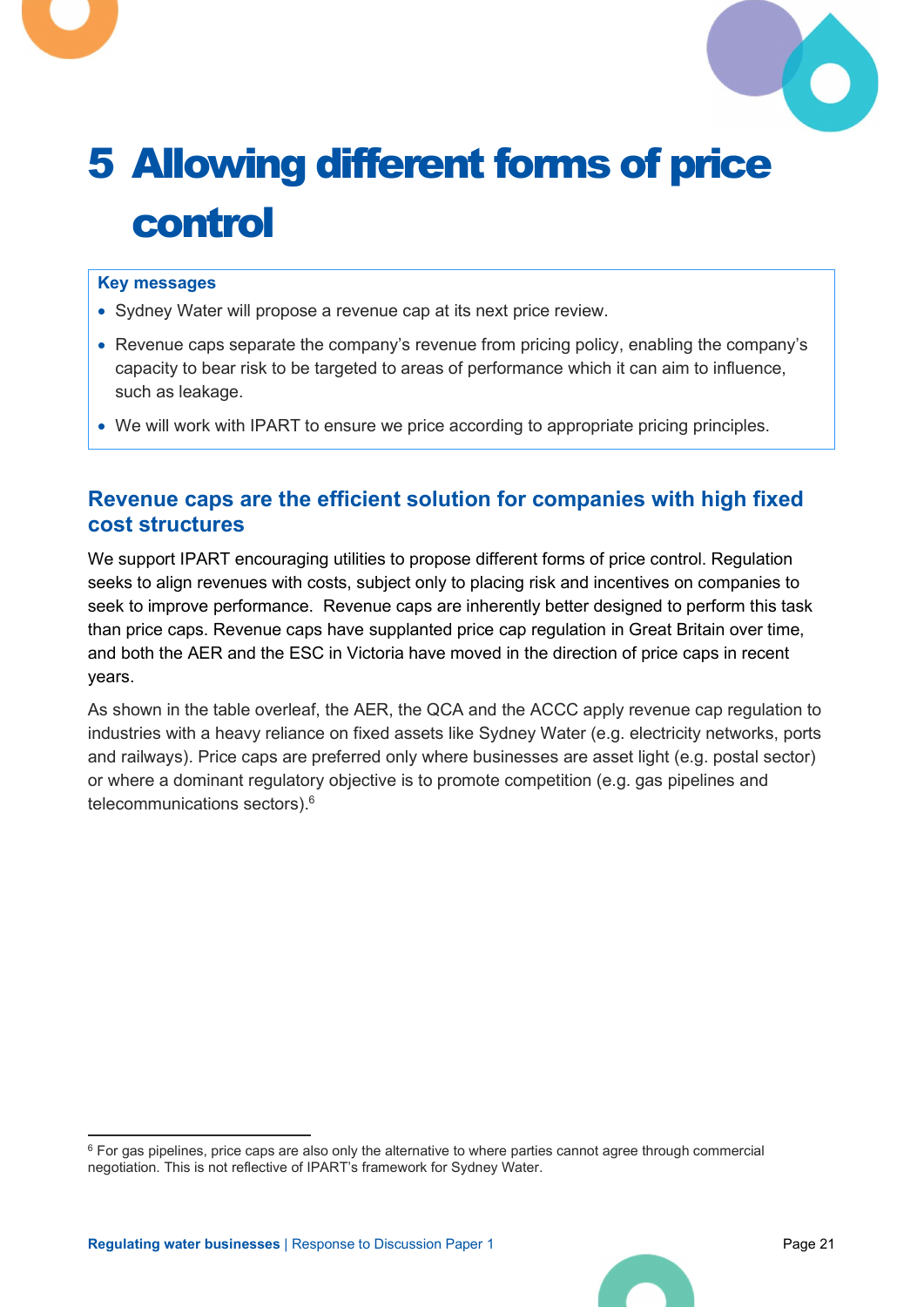# 5 Allowing different forms of price control

**Key messages**

- Sydney Water will propose a revenue cap at its next price review.
- Revenue caps separate the company's revenue from pricing policy, enabling the company's capacity to bear risk to be targeted to areas of performance which it can aim to influence, such as leakage.
- We will work with IPART to ensure we price according to appropriate pricing principles.

## Revenue caps are the efficient solution for companies with high fixed cost structures

We support IPART encouraging utilities to propose different forms of price control. Regulation seeks to align revenues with costs, subject only to placing risk and incentives on companies to seek to improve performance. Revenue caps are inherently better designed to perform this task than price caps. Revenue caps have supplanted price cap regulation in Great Britain over time, and both the AER and the ESC in Victoria have moved in the direction of price caps in recent years.

As shown in the table overleaf, the AER, the QCA and the ACCC apply revenue cap regulation to industries with a heavy reliance on fixed assets like Sydney Water (e.g. electricity networks, ports and railways). Price caps are preferred only where businesses are asset light (e.g. postal sector) or where a dominant regulatory objective is to promote competition (e.g. gas pipelines and telecommunications sectors).[6]

[6] For gas pipelines, price caps are also only the alternative to where parties cannot agree through commercial negotiation. This is not reflective of IPART's framework for Sydney Water.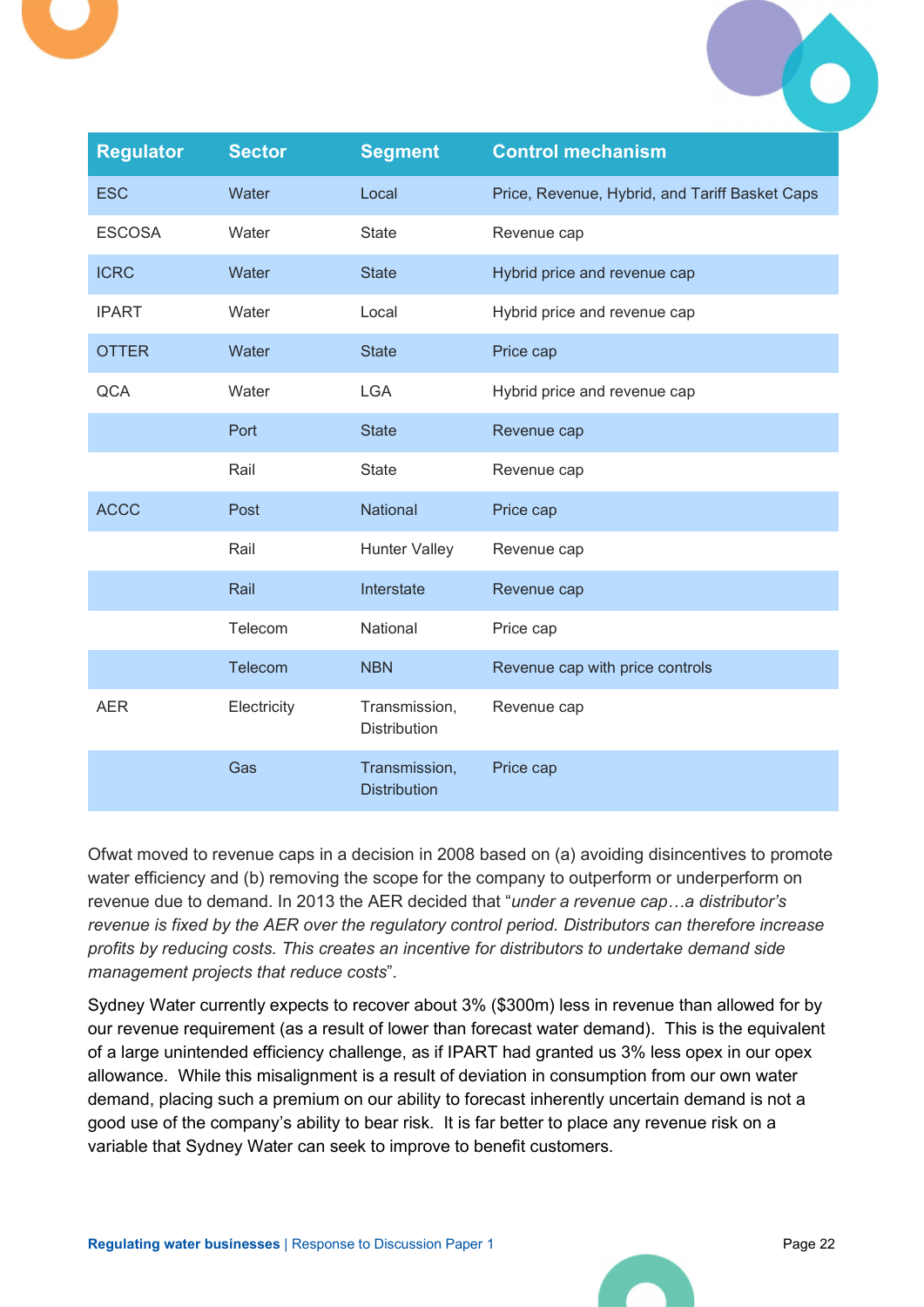| Regulator | Sector | Segment | Control mechanism |
|---|---|---|---|
| ESC | Water | Local | Price, Revenue, Hybrid, and Tariff Basket Caps |
| ESCOSA | Water | State | Revenue cap |
| ICRC | Water | State | Hybrid price and revenue cap |
| IPART | Water | Local | Hybrid price and revenue cap |
| OTTER | Water | State | Price cap |
| QCA | Water | LGA | Hybrid price and revenue cap |
| | Port | State | Revenue cap |
| | Rail | State | Revenue cap |
| ACCC | Post | National | Price cap |
| | Rail | Hunter Valley | Revenue cap |
| | Rail | Interstate | Revenue cap |
| | Telecom | National | Price cap |
| | Telecom | NBN | Revenue cap with price controls |
| AER | Electricity | Transmission, Distribution | Revenue cap |
| | Gas | Transmission, Distribution | Price cap |

Ofwat moved to revenue caps in a decision in 2008 based on (a) avoiding disincentives to promote water efficiency and (b) removing the scope for the company to outperform or underperform on revenue due to demand. In 2013 the AER decided that "*under a revenue cap…a distributor's revenue is fixed by the AER over the regulatory control period. Distributors can therefore increase profits by reducing costs. This creates an incentive for distributors to undertake demand side management projects that reduce costs*".

Sydney Water currently expects to recover about 3% ($300m) less in revenue than allowed for by our revenue requirement (as a result of lower than forecast water demand). This is the equivalent of a large unintended efficiency challenge, as if IPART had granted us 3% less opex in our opex allowance. While this misalignment is a result of deviation in consumption from our own water demand, placing such a premium on our ability to forecast inherently uncertain demand is not a good use of the company's ability to bear risk. It is far better to place any revenue risk on a variable that Sydney Water can seek to improve to benefit customers.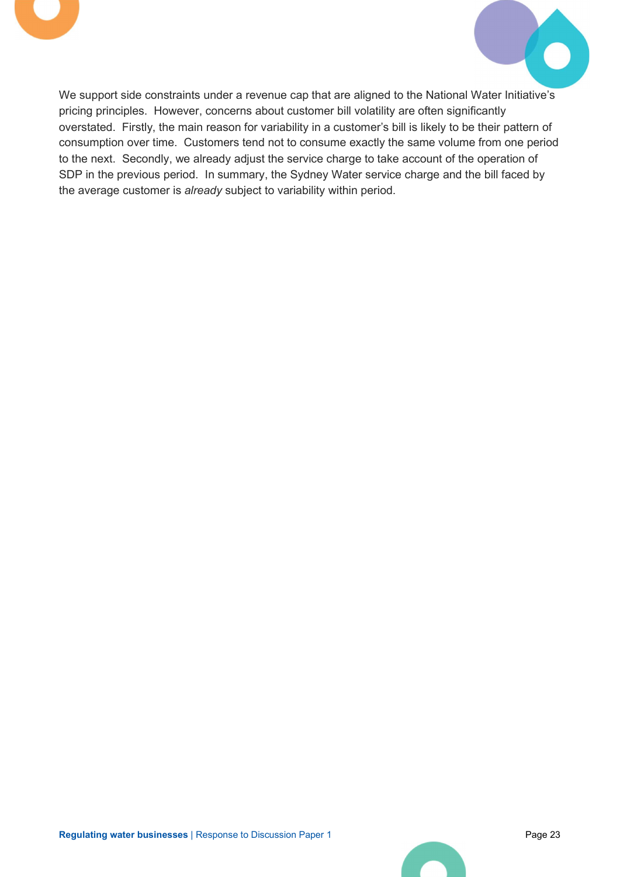We support side constraints under a revenue cap that are aligned to the National Water Initiative's pricing principles. However, concerns about customer bill volatility are often significantly overstated. Firstly, the main reason for variability in a customer's bill is likely to be their pattern of consumption over time. Customers tend not to consume exactly the same volume from one period to the next. Secondly, we already adjust the service charge to take account of the operation of SDP in the previous period. In summary, the Sydney Water service charge and the bill faced by the average customer is *already* subject to variability within period.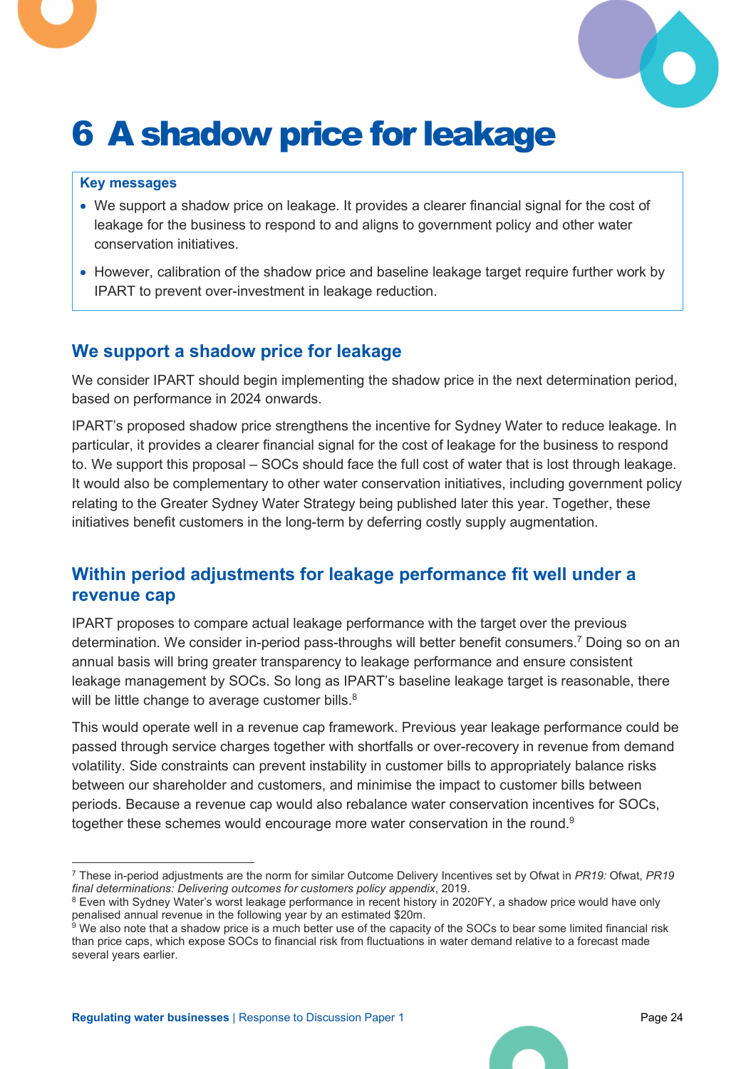# 6 A shadow price for leakage

**Key messages**

- We support a shadow price on leakage. It provides a clearer financial signal for the cost of leakage for the business to respond to and aligns to government policy and other water conservation initiatives.
- However, calibration of the shadow price and baseline leakage target require further work by IPART to prevent over-investment in leakage reduction.

## We support a shadow price for leakage

We consider IPART should begin implementing the shadow price in the next determination period, based on performance in 2024 onwards.

IPART's proposed shadow price strengthens the incentive for Sydney Water to reduce leakage. In particular, it provides a clearer financial signal for the cost of leakage for the business to respond to. We support this proposal – SOCs should face the full cost of water that is lost through leakage. It would also be complementary to other water conservation initiatives, including government policy relating to the Greater Sydney Water Strategy being published later this year. Together, these initiatives benefit customers in the long-term by deferring costly supply augmentation.

## Within period adjustments for leakage performance fit well under a revenue cap

IPART proposes to compare actual leakage performance with the target over the previous determination. We consider in-period pass-throughs will better benefit consumers.[7] Doing so on an annual basis will bring greater transparency to leakage performance and ensure consistent leakage management by SOCs. So long as IPART's baseline leakage target is reasonable, there will be little change to average customer bills.[8]

This would operate well in a revenue cap framework. Previous year leakage performance could be passed through service charges together with shortfalls or over-recovery in revenue from demand volatility. Side constraints can prevent instability in customer bills to appropriately balance risks between our shareholder and customers, and minimise the impact to customer bills between periods. Because a revenue cap would also rebalance water conservation incentives for SOCs, together these schemes would encourage more water conservation in the round.[9]

---

[7] These in-period adjustments are the norm for similar Outcome Delivery Incentives set by Ofwat in *PR19:* Ofwat, *PR19 final determinations: Delivering outcomes for customers policy appendix*, 2019.

[8] Even with Sydney Water's worst leakage performance in recent history in 2020FY, a shadow price would have only penalised annual revenue in the following year by an estimated $20m.

[9] We also note that a shadow price is a much better use of the capacity of the SOCs to bear some limited financial risk than price caps, which expose SOCs to financial risk from fluctuations in water demand relative to a forecast made several years earlier.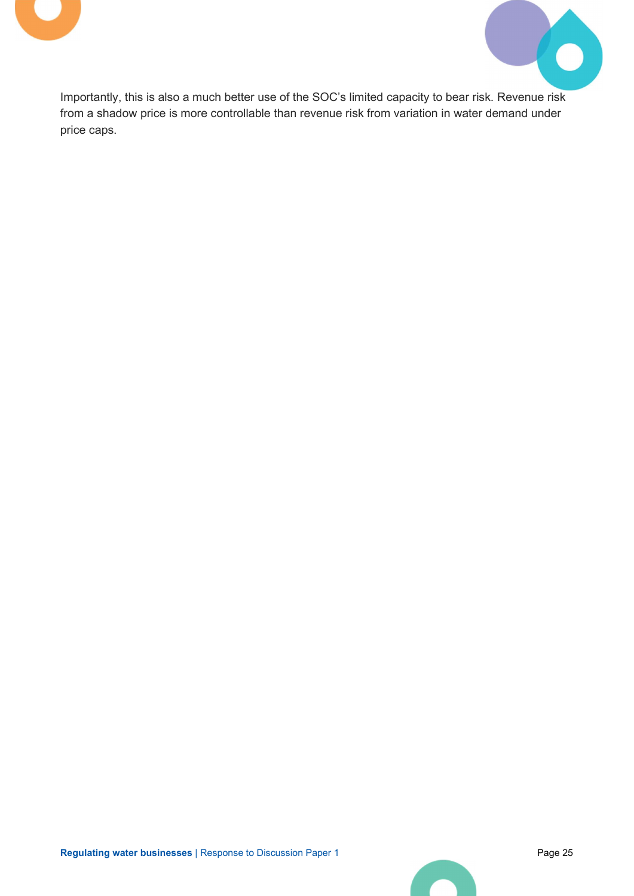Importantly, this is also a much better use of the SOC’s limited capacity to bear risk. Revenue risk from a shadow price is more controllable than revenue risk from variation in water demand under price caps.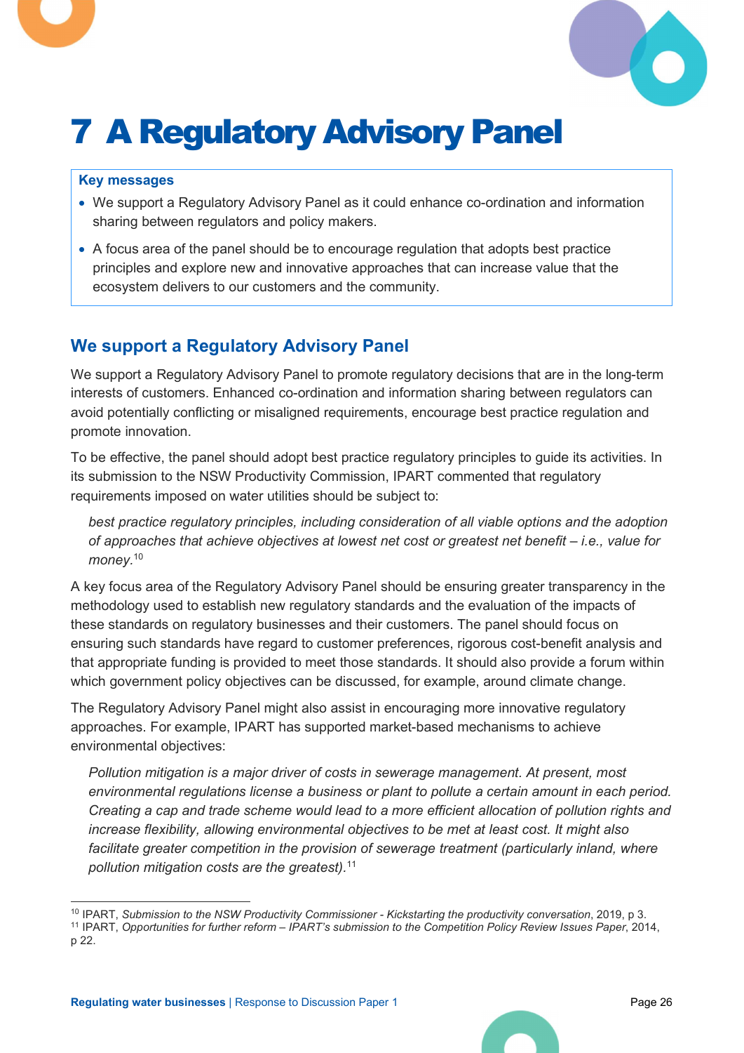# 7 A Regulatory Advisory Panel

**Key messages**

- We support a Regulatory Advisory Panel as it could enhance co-ordination and information sharing between regulators and policy makers.
- A focus area of the panel should be to encourage regulation that adopts best practice principles and explore new and innovative approaches that can increase value that the ecosystem delivers to our customers and the community.

## We support a Regulatory Advisory Panel

We support a Regulatory Advisory Panel to promote regulatory decisions that are in the long-term interests of customers. Enhanced co-ordination and information sharing between regulators can avoid potentially conflicting or misaligned requirements, encourage best practice regulation and promote innovation.

To be effective, the panel should adopt best practice regulatory principles to guide its activities. In its submission to the NSW Productivity Commission, IPART commented that regulatory requirements imposed on water utilities should be subject to:

> *best practice regulatory principles, including consideration of all viable options and the adoption of approaches that achieve objectives at lowest net cost or greatest net benefit – i.e., value for money.*[10]

A key focus area of the Regulatory Advisory Panel should be ensuring greater transparency in the methodology used to establish new regulatory standards and the evaluation of the impacts of these standards on regulatory businesses and their customers. The panel should focus on ensuring such standards have regard to customer preferences, rigorous cost-benefit analysis and that appropriate funding is provided to meet those standards. It should also provide a forum within which government policy objectives can be discussed, for example, around climate change.

The Regulatory Advisory Panel might also assist in encouraging more innovative regulatory approaches. For example, IPART has supported market-based mechanisms to achieve environmental objectives:

> *Pollution mitigation is a major driver of costs in sewerage management. At present, most environmental regulations license a business or plant to pollute a certain amount in each period. Creating a cap and trade scheme would lead to a more efficient allocation of pollution rights and increase flexibility, allowing environmental objectives to be met at least cost. It might also facilitate greater competition in the provision of sewerage treatment (particularly inland, where pollution mitigation costs are the greatest).*[11]

---

[10] IPART, *Submission to the NSW Productivity Commissioner - Kickstarting the productivity conversation*, 2019, p 3.

[11] IPART, *Opportunities for further reform – IPART's submission to the Competition Policy Review Issues Paper*, 2014, p 22.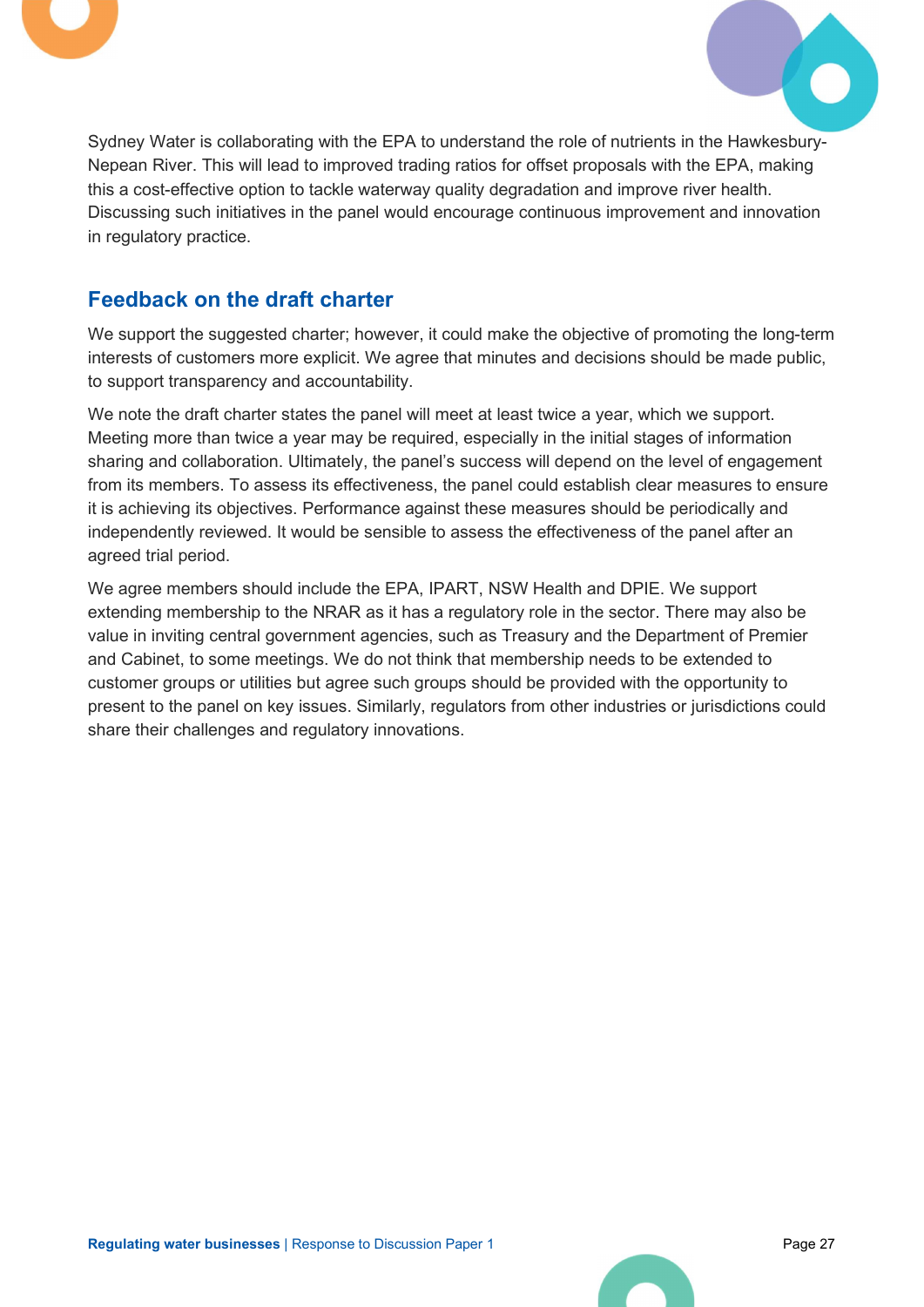Sydney Water is collaborating with the EPA to understand the role of nutrients in the Hawkesbury-Nepean River. This will lead to improved trading ratios for offset proposals with the EPA, making this a cost-effective option to tackle waterway quality degradation and improve river health. Discussing such initiatives in the panel would encourage continuous improvement and innovation in regulatory practice.

## Feedback on the draft charter

We support the suggested charter; however, it could make the objective of promoting the long-term interests of customers more explicit. We agree that minutes and decisions should be made public, to support transparency and accountability.

We note the draft charter states the panel will meet at least twice a year, which we support. Meeting more than twice a year may be required, especially in the initial stages of information sharing and collaboration. Ultimately, the panel's success will depend on the level of engagement from its members. To assess its effectiveness, the panel could establish clear measures to ensure it is achieving its objectives. Performance against these measures should be periodically and independently reviewed. It would be sensible to assess the effectiveness of the panel after an agreed trial period.

We agree members should include the EPA, IPART, NSW Health and DPIE. We support extending membership to the NRAR as it has a regulatory role in the sector. There may also be value in inviting central government agencies, such as Treasury and the Department of Premier and Cabinet, to some meetings. We do not think that membership needs to be extended to customer groups or utilities but agree such groups should be provided with the opportunity to present to the panel on key issues. Similarly, regulators from other industries or jurisdictions could share their challenges and regulatory innovations.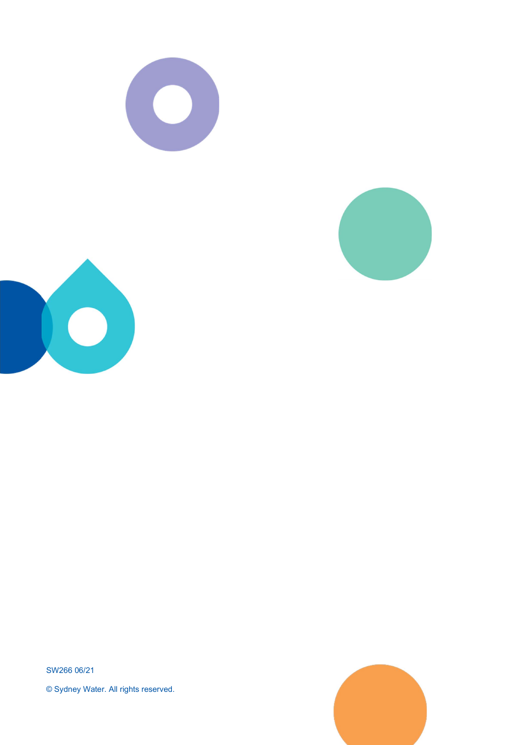SW266 06/21

© Sydney Water. All rights reserved.